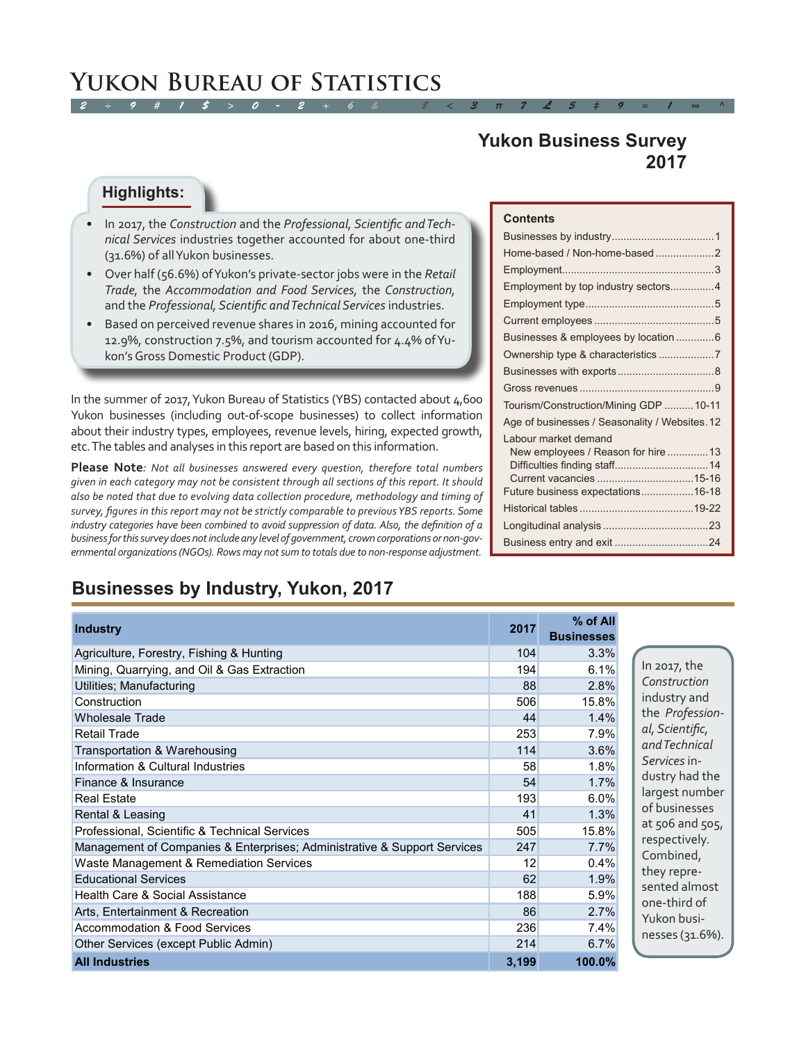# Yukon Bureau of Statistics

## Yukon Business Survey 2017

### Highlights:

- In 2017, the *Construction* and the *Professional, Scientific and Technical Services* industries together accounted for about one-third (31.6%) of all Yukon businesses.
- Over half (56.6%) of Yukon's private-sector jobs were in the *Retail Trade,* the *Accommodation and Food Services,* the *Construction,* and the *Professional, Scientific and Technical Services* industries.
- Based on perceived revenue shares in 2016, mining accounted for 12.9%, construction 7.5%, and tourism accounted for 4.4% of Yukon's Gross Domestic Product (GDP).

**Contents**

- Businesses by industry....1
- Home-based / Non-home-based....2
- Employment....3
- Employment by top industry sectors....4
- Employment type....5
- Current employees....5
- Businesses & employees by location....6
- Ownership type & characteristics....7
- Businesses with exports....8
- Gross revenues....9
- Tourism/Construction/Mining GDP....10-11
- Age of businesses / Seasonality / Websites....12
- Labour market demand
  - New employees / Reason for hire....13
  - Difficulties finding staff....14
  - Current vacancies....15-16
- Future business expectations....16-18
- Historical tables....19-22
- Longitudinal analysis....23
- Business entry and exit....24

In the summer of 2017, Yukon Bureau of Statistics (YBS) contacted about 4,600 Yukon businesses (including out-of-scope businesses) to collect information about their industry types, employees, revenue levels, hiring, expected growth, etc. The tables and analyses in this report are based on this information.

**Please Note**: *Not all businesses answered every question, therefore total numbers given in each category may not be consistent through all sections of this report. It should also be noted that due to evolving data collection procedure, methodology and timing of survey, figures in this report may not be strictly comparable to previous YBS reports. Some industry categories have been combined to avoid suppression of data. Also, the definition of a business for this survey does not include any level of government, crown corporations or non-governmental organizations (NGOs). Rows may not sum to totals due to non-response adjustment.*

## Businesses by Industry, Yukon, 2017

| Industry | 2017 | % of All Businesses |
|---|---|---|
| Agriculture, Forestry, Fishing & Hunting | 104 | 3.3% |
| Mining, Quarrying, and Oil & Gas Extraction | 194 | 6.1% |
| Utilities; Manufacturing | 88 | 2.8% |
| Construction | 506 | 15.8% |
| Wholesale Trade | 44 | 1.4% |
| Retail Trade | 253 | 7.9% |
| Transportation & Warehousing | 114 | 3.6% |
| Information & Cultural Industries | 58 | 1.8% |
| Finance & Insurance | 54 | 1.7% |
| Real Estate | 193 | 6.0% |
| Rental & Leasing | 41 | 1.3% |
| Professional, Scientific & Technical Services | 505 | 15.8% |
| Management of Companies & Enterprises; Administrative & Support Services | 247 | 7.7% |
| Waste Management & Remediation Services | 12 | 0.4% |
| Educational Services | 62 | 1.9% |
| Health Care & Social Assistance | 188 | 5.9% |
| Arts, Entertainment & Recreation | 86 | 2.7% |
| Accommodation & Food Services | 236 | 7.4% |
| Other Services (except Public Admin) | 214 | 6.7% |
| **All Industries** | **3,199** | **100.0%** |

In 2017, the *Construction* industry and the *Professional, Scientific, and Technical Services* industry had the largest number of businesses at 506 and 505, respectively. Combined, they represented almost one-third of Yukon businesses (31.6%).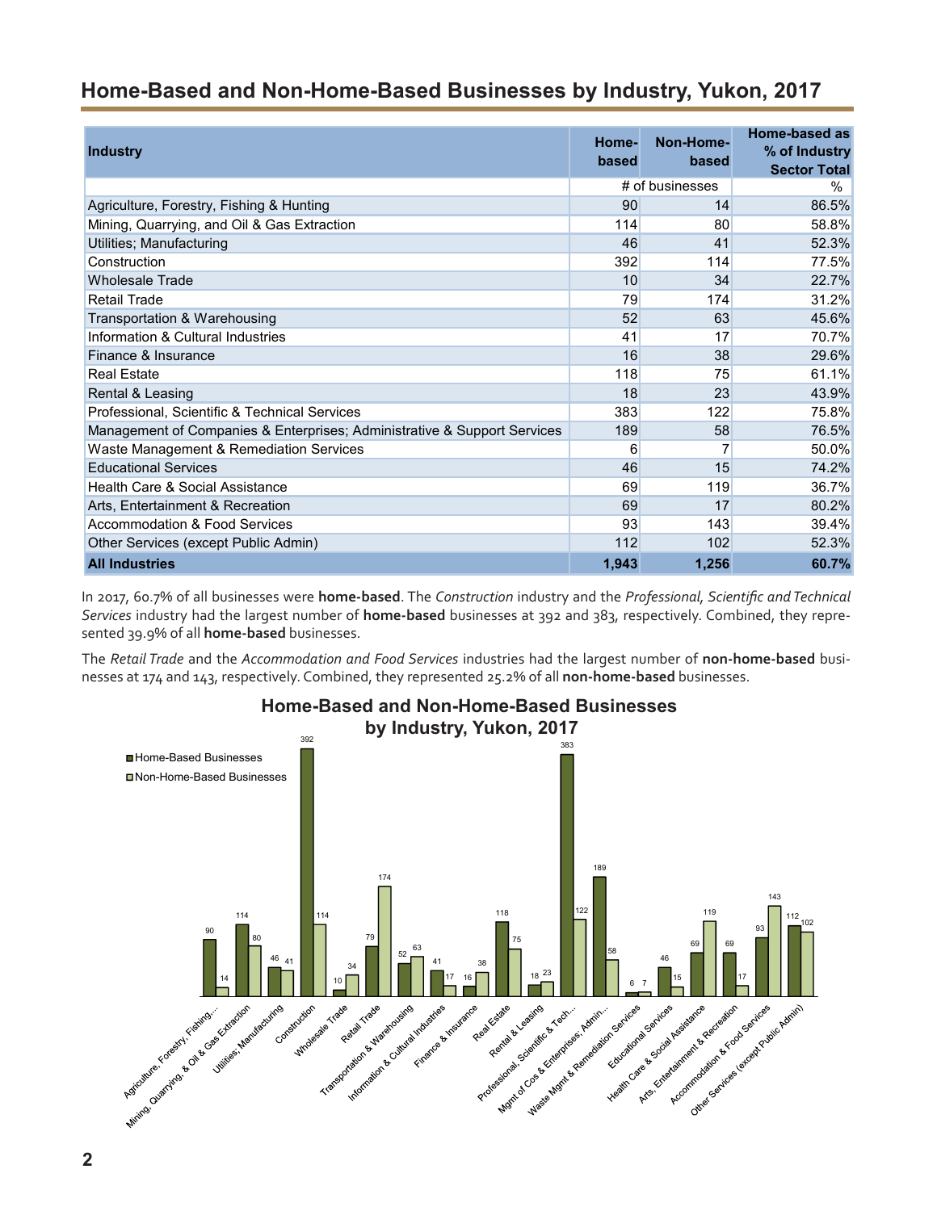## Home-Based and Non-Home-Based Businesses by Industry, Yukon, 2017

| Industry | Home-based | Non-Home-based | Home-based as % of Industry Sector Total |
|---|---|---|---|
| | # of businesses | | % |
| Agriculture, Forestry, Fishing & Hunting | 90 | 14 | 86.5% |
| Mining, Quarrying, and Oil & Gas Extraction | 114 | 80 | 58.8% |
| Utilities; Manufacturing | 46 | 41 | 52.3% |
| Construction | 392 | 114 | 77.5% |
| Wholesale Trade | 10 | 34 | 22.7% |
| Retail Trade | 79 | 174 | 31.2% |
| Transportation & Warehousing | 52 | 63 | 45.6% |
| Information & Cultural Industries | 41 | 17 | 70.7% |
| Finance & Insurance | 16 | 38 | 29.6% |
| Real Estate | 118 | 75 | 61.1% |
| Rental & Leasing | 18 | 23 | 43.9% |
| Professional, Scientific & Technical Services | 383 | 122 | 75.8% |
| Management of Companies & Enterprises; Administrative & Support Services | 189 | 58 | 76.5% |
| Waste Management & Remediation Services | 6 | 7 | 50.0% |
| Educational Services | 46 | 15 | 74.2% |
| Health Care & Social Assistance | 69 | 119 | 36.7% |
| Arts, Entertainment & Recreation | 69 | 17 | 80.2% |
| Accommodation & Food Services | 93 | 143 | 39.4% |
| Other Services (except Public Admin) | 112 | 102 | 52.3% |
| **All Industries** | **1,943** | **1,256** | **60.7%** |

In 2017, 60.7% of all businesses were **home-based**. The *Construction* industry and the *Professional, Scientific and Technical Services* industry had the largest number of **home-based** businesses at 392 and 383, respectively. Combined, they represented 39.9% of all **home-based** businesses.

The *Retail Trade* and the *Accommodation and Food Services* industries had the largest number of **non-home-based** businesses at 174 and 143, respectively. Combined, they represented 25.2% of all **non-home-based** businesses.

**Home-Based and Non-Home-Based Businesses by Industry, Yukon, 2017**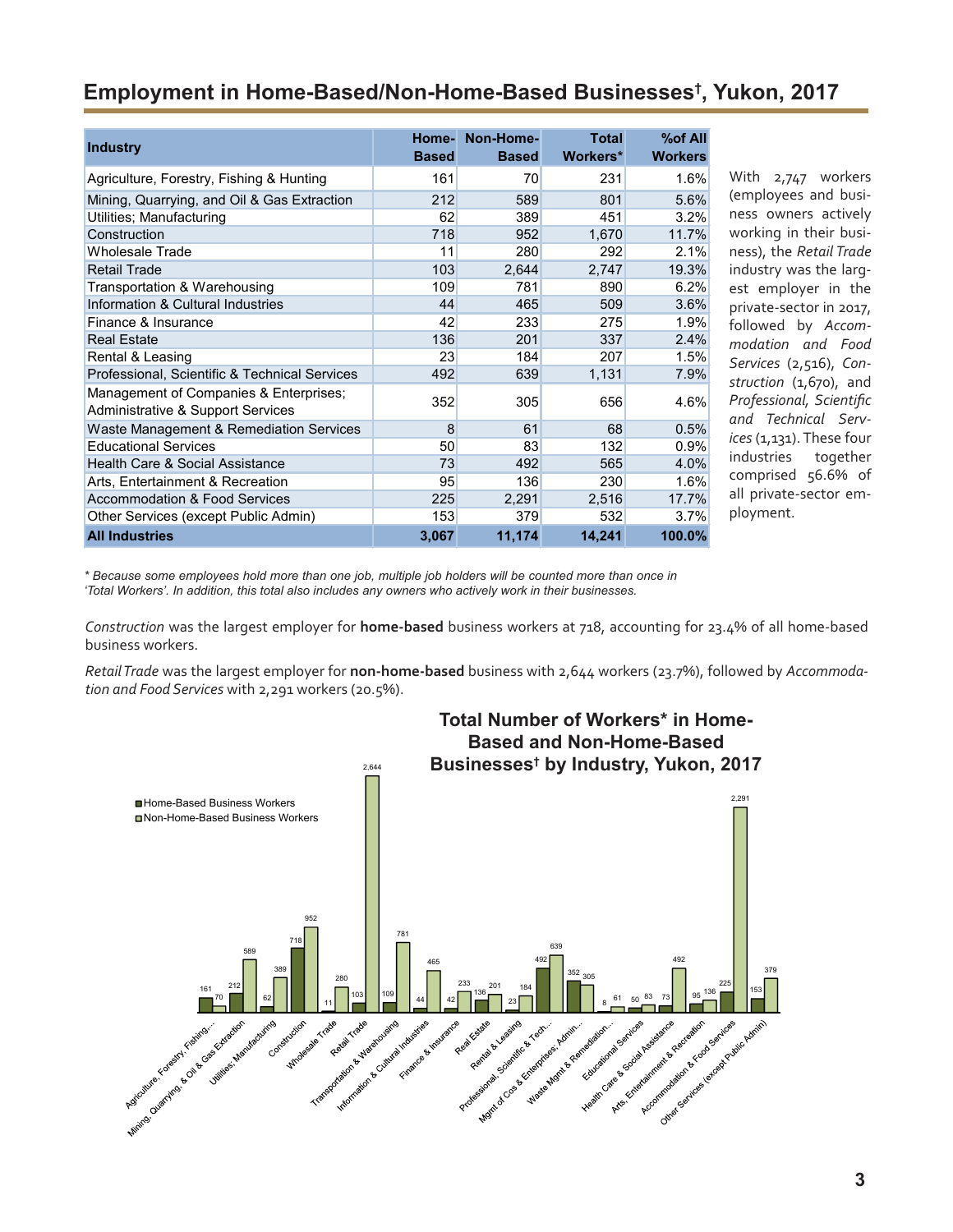## Employment in Home-Based/Non-Home-Based Businesses†, Yukon, 2017

| Industry | Home-Based | Non-Home-Based | Total Workers* | %of All Workers |
|---|---|---|---|---|
| Agriculture, Forestry, Fishing & Hunting | 161 | 70 | 231 | 1.6% |
| Mining, Quarrying, and Oil & Gas Extraction | 212 | 589 | 801 | 5.6% |
| Utilities; Manufacturing | 62 | 389 | 451 | 3.2% |
| Construction | 718 | 952 | 1,670 | 11.7% |
| Wholesale Trade | 11 | 280 | 292 | 2.1% |
| Retail Trade | 103 | 2,644 | 2,747 | 19.3% |
| Transportation & Warehousing | 109 | 781 | 890 | 6.2% |
| Information & Cultural Industries | 44 | 465 | 509 | 3.6% |
| Finance & Insurance | 42 | 233 | 275 | 1.9% |
| Real Estate | 136 | 201 | 337 | 2.4% |
| Rental & Leasing | 23 | 184 | 207 | 1.5% |
| Professional, Scientific & Technical Services | 492 | 639 | 1,131 | 7.9% |
| Management of Companies & Enterprises; Administrative & Support Services | 352 | 305 | 656 | 4.6% |
| Waste Management & Remediation Services | 8 | 61 | 68 | 0.5% |
| Educational Services | 50 | 83 | 132 | 0.9% |
| Health Care & Social Assistance | 73 | 492 | 565 | 4.0% |
| Arts, Entertainment & Recreation | 95 | 136 | 230 | 1.6% |
| Accommodation & Food Services | 225 | 2,291 | 2,516 | 17.7% |
| Other Services (except Public Admin) | 153 | 379 | 532 | 3.7% |
| **All Industries** | **3,067** | **11,174** | **14,241** | **100.0%** |

With 2,747 workers (employees and business owners actively working in their business), the *Retail Trade* industry was the largest employer in the private-sector in 2017, followed by *Accommodation and Food Services* (2,516), *Construction* (1,670), and *Professional, Scientific and Technical Services* (1,131). These four industries together comprised 56.6% of all private-sector employment.

*\* Because some employees hold more than one job, multiple job holders will be counted more than once in 'Total Workers'. In addition, this total also includes any owners who actively work in their businesses.*

*Construction* was the largest employer for **home-based** business workers at 718, accounting for 23.4% of all home-based business workers.

*Retail Trade* was the largest employer for **non-home-based** business with 2,644 workers (23.7%), followed by *Accommodation and Food Services* with 2,291 workers (20.5%).

### Total Number of Workers* in Home-Based and Non-Home-Based Businesses† by Industry, Yukon, 2017

| Industry | Home-Based Business Workers | Non-Home-Based Business Workers |
|---|---|---|
| Agriculture, Forestry, Fishing,... | 161 | 70 |
| Mining, Quarrying, & Oil & Gas Extraction | 212 | 589 |
| Utilities; Manufacturing | 62 | 389 |
| Construction | 718 | 952 |
| Wholesale Trade | 11 | 280 |
| Retail Trade | 103 | 2,644 |
| Transportation & Warehousing | 109 | 781 |
| Information & Cultural Industries | 44 | 465 |
| Finance & Insurance | 42 | 233 |
| Real Estate | 136 | 201 |
| Rental & Leasing | 23 | 184 |
| Professional, Scientific & Tech... | 492 | 639 |
| Mgmt of Cos & Enterprises; Admin... | 352 | 305 |
| Waste Mgmt & Remediation... | 8 | 61 |
| Educational Services | 50 | 83 |
| Health Care & Social Assistance | 73 | 492 |
| Arts, Entertainment & Recreation | 95 | 136 |
| Accommodation & Food Services | 225 | 2,291 |
| Other Services (except Public Admin) | 153 | 379 |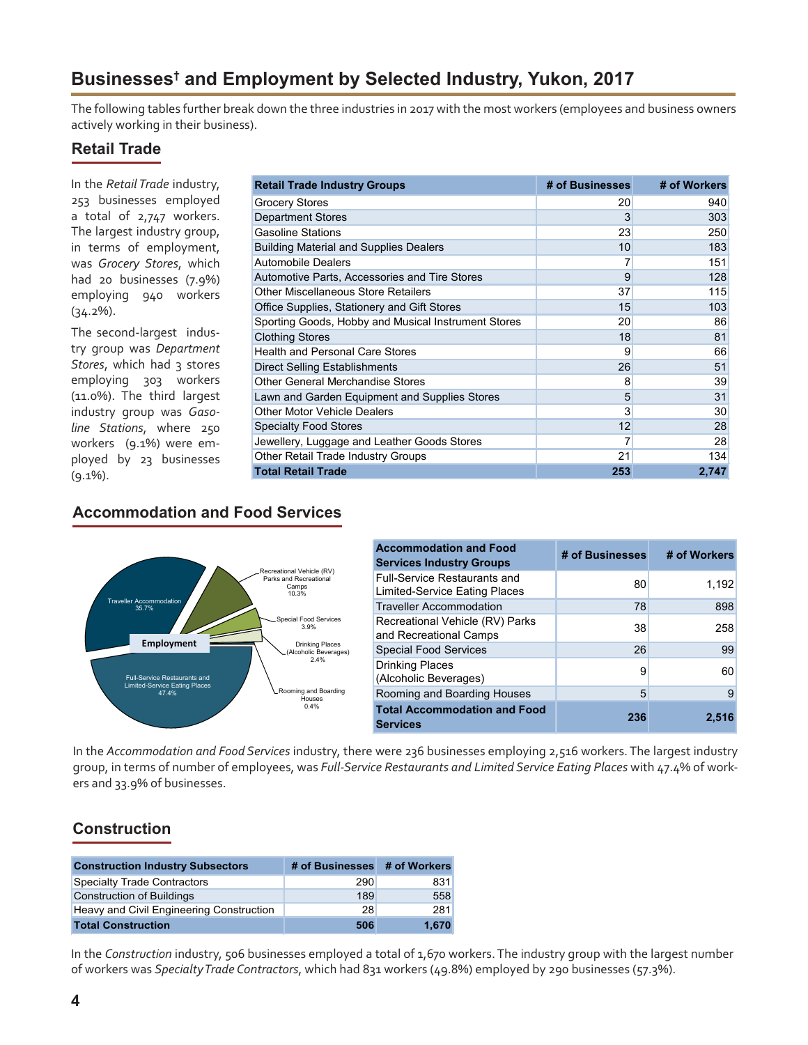# Businesses† and Employment by Selected Industry, Yukon, 2017

The following tables further break down the three industries in 2017 with the most workers (employees and business owners actively working in their business).

## Retail Trade

In the *Retail Trade* industry, 253 businesses employed a total of 2,747 workers. The largest industry group, in terms of employment, was *Grocery Stores*, which had 20 businesses (7.9%) employing 940 workers (34.2%).

The second-largest industry group was *Department Stores*, which had 3 stores employing 303 workers (11.0%). The third largest industry group was *Gasoline Stations*, where 250 workers (9.1%) were employed by 23 businesses (9.1%).

| Retail Trade Industry Groups | # of Businesses | # of Workers |
|---|---|---|
| Grocery Stores | 20 | 940 |
| Department Stores | 3 | 303 |
| Gasoline Stations | 23 | 250 |
| Building Material and Supplies Dealers | 10 | 183 |
| Automobile Dealers | 7 | 151 |
| Automotive Parts, Accessories and Tire Stores | 9 | 128 |
| Other Miscellaneous Store Retailers | 37 | 115 |
| Office Supplies, Stationery and Gift Stores | 15 | 103 |
| Sporting Goods, Hobby and Musical Instrument Stores | 20 | 86 |
| Clothing Stores | 18 | 81 |
| Health and Personal Care Stores | 9 | 66 |
| Direct Selling Establishments | 26 | 51 |
| Other General Merchandise Stores | 8 | 39 |
| Lawn and Garden Equipment and Supplies Stores | 5 | 31 |
| Other Motor Vehicle Dealers | 3 | 30 |
| Specialty Food Stores | 12 | 28 |
| Jewellery, Luggage and Leather Goods Stores | 7 | 28 |
| Other Retail Trade Industry Groups | 21 | 134 |
| **Total Retail Trade** | **253** | **2,747** |

## Accommodation and Food Services

Employment

- Full-Service Restaurants and Limited-Service Eating Places 47.4%
- Traveller Accommodation 35.7%
- Recreational Vehicle (RV) Parks and Recreational Camps 10.3%
- Special Food Services 3.9%
- Drinking Places (Alcoholic Beverages) 2.4%
- Rooming and Boarding Houses 0.4%

| Accommodation and Food Services Industry Groups | # of Businesses | # of Workers |
|---|---|---|
| Full-Service Restaurants and Limited-Service Eating Places | 80 | 1,192 |
| Traveller Accommodation | 78 | 898 |
| Recreational Vehicle (RV) Parks and Recreational Camps | 38 | 258 |
| Special Food Services | 26 | 99 |
| Drinking Places (Alcoholic Beverages) | 9 | 60 |
| Rooming and Boarding Houses | 5 | 9 |
| **Total Accommodation and Food Services** | **236** | **2,516** |

In the *Accommodation and Food Services* industry, there were 236 businesses employing 2,516 workers. The largest industry group, in terms of number of employees, was *Full-Service Restaurants and Limited Service Eating Places* with 47.4% of workers and 33.9% of businesses.

## Construction

| Construction Industry Subsectors | # of Businesses | # of Workers |
|---|---|---|
| Specialty Trade Contractors | 290 | 831 |
| Construction of Buildings | 189 | 558 |
| Heavy and Civil Engineering Construction | 28 | 281 |
| **Total Construction** | **506** | **1,670** |

In the *Construction* industry, 506 businesses employed a total of 1,670 workers. The industry group with the largest number of workers was *Specialty Trade Contractors*, which had 831 workers (49.8%) employed by 290 businesses (57.3%).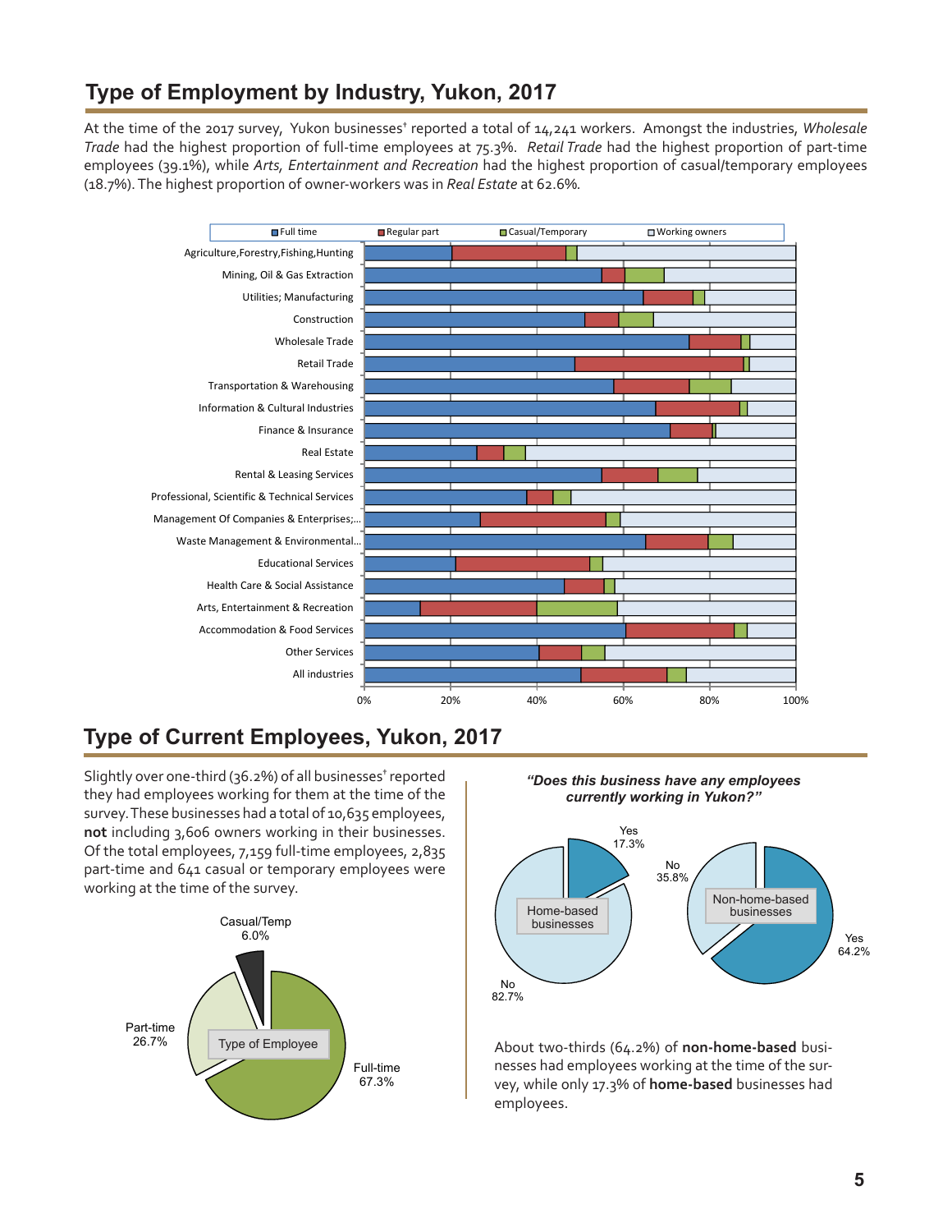## Type of Employment by Industry, Yukon, 2017

At the time of the 2017 survey, Yukon businesses† reported a total of 14,241 workers. Amongst the industries, *Wholesale Trade* had the highest proportion of full-time employees at 75.3%. *Retail Trade* had the highest proportion of part-time employees (39.1%), while *Arts, Entertainment and Recreation* had the highest proportion of casual/temporary employees (18.7%). The highest proportion of owner-workers was in *Real Estate* at 62.6%.

Full time | Regular part | Casual/Temporary | Working owners

- Agriculture,Forestry,Fishing,Hunting
- Mining, Oil & Gas Extraction
- Utilities; Manufacturing
- Construction
- Wholesale Trade
- Retail Trade
- Transportation & Warehousing
- Information & Cultural Industries
- Finance & Insurance
- Real Estate
- Rental & Leasing Services
- Professional, Scientific & Technical Services
- Management Of Companies & Enterprises;...
- Waste Management & Environmental...
- Educational Services
- Health Care & Social Assistance
- Arts, Entertainment & Recreation
- Accommodation & Food Services
- Other Services
- All industries

0% 20% 40% 60% 80% 100%

## Type of Current Employees, Yukon, 2017

Slightly over one-third (36.2%) of all businesses† reported they had employees working for them at the time of the survey. These businesses had a total of 10,635 employees, **not** including 3,606 owners working in their businesses. Of the total employees, 7,159 full-time employees, 2,835 part-time and 641 casual or temporary employees were working at the time of the survey.

Type of Employee

- Full-time 67.3%
- Part-time 26.7%
- Casual/Temp 6.0%

***"Does this business have any employees currently working in Yukon?"***

Home-based businesses

- Yes 17.3%
- No 82.7%

Non-home-based businesses

- Yes 64.2%
- No 35.8%

About two-thirds (64.2%) of **non-home-based** businesses had employees working at the time of the survey, while only 17.3% of **home-based** businesses had employees.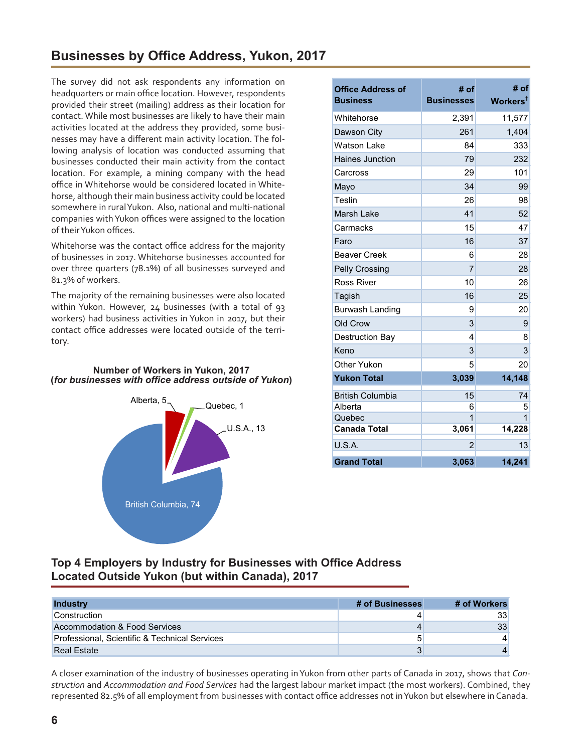## Businesses by Office Address, Yukon, 2017

The survey did not ask respondents any information on headquarters or main office location. However, respondents provided their street (mailing) address as their location for contact. While most businesses are likely to have their main activities located at the address they provided, some businesses may have a different main activity location. The following analysis of location was conducted assuming that businesses conducted their main activity from the contact location. For example, a mining company with the head office in Whitehorse would be considered located in Whitehorse, although their main business activity could be located somewhere in rural Yukon. Also, national and multi-national companies with Yukon offices were assigned to the location of their Yukon offices.

Whitehorse was the contact office address for the majority of businesses in 2017. Whitehorse businesses accounted for over three quarters (78.1%) of all businesses surveyed and 81.3% of workers.

The majority of the remaining businesses were also located within Yukon. However, 24 businesses (with a total of 93 workers) had business activities in Yukon in 2017, but their contact office addresses were located outside of the territory.

**Number of Workers in Yukon, 2017**
**(*for businesses with office address outside of Yukon*)**

Alberta, 5; Quebec, 1; U.S.A., 13; British Columbia, 74

| Office Address of Business | # of Businesses | # of Workers[†] |
|---|---|---|
| Whitehorse | 2,391 | 11,577 |
| Dawson City | 261 | 1,404 |
| Watson Lake | 84 | 333 |
| Haines Junction | 79 | 232 |
| Carcross | 29 | 101 |
| Mayo | 34 | 99 |
| Teslin | 26 | 98 |
| Marsh Lake | 41 | 52 |
| Carmacks | 15 | 47 |
| Faro | 16 | 37 |
| Beaver Creek | 6 | 28 |
| Pelly Crossing | 7 | 28 |
| Ross River | 10 | 26 |
| Tagish | 16 | 25 |
| Burwash Landing | 9 | 20 |
| Old Crow | 3 | 9 |
| Destruction Bay | 4 | 8 |
| Keno | 3 | 3 |
| Other Yukon | 5 | 20 |
| **Yukon Total** | **3,039** | **14,148** |
| British Columbia | 15 | 74 |
| Alberta | 6 | 5 |
| Quebec | 1 | 1 |
| **Canada Total** | **3,061** | **14,228** |
| U.S.A. | 2 | 13 |
| **Grand Total** | **3,063** | **14,241** |

## Top 4 Employers by Industry for Businesses with Office Address Located Outside Yukon (but within Canada), 2017

| Industry | # of Businesses | # of Workers |
|---|---|---|
| Construction | 4 | 33 |
| Accommodation & Food Services | 4 | 33 |
| Professional, Scientific & Technical Services | 5 | 4 |
| Real Estate | 3 | 4 |

A closer examination of the industry of businesses operating in Yukon from other parts of Canada in 2017, shows that *Construction* and *Accommodation and Food Services* had the largest labour market impact (the most workers). Combined, they represented 82.5% of all employment from businesses with contact office addresses not in Yukon but elsewhere in Canada.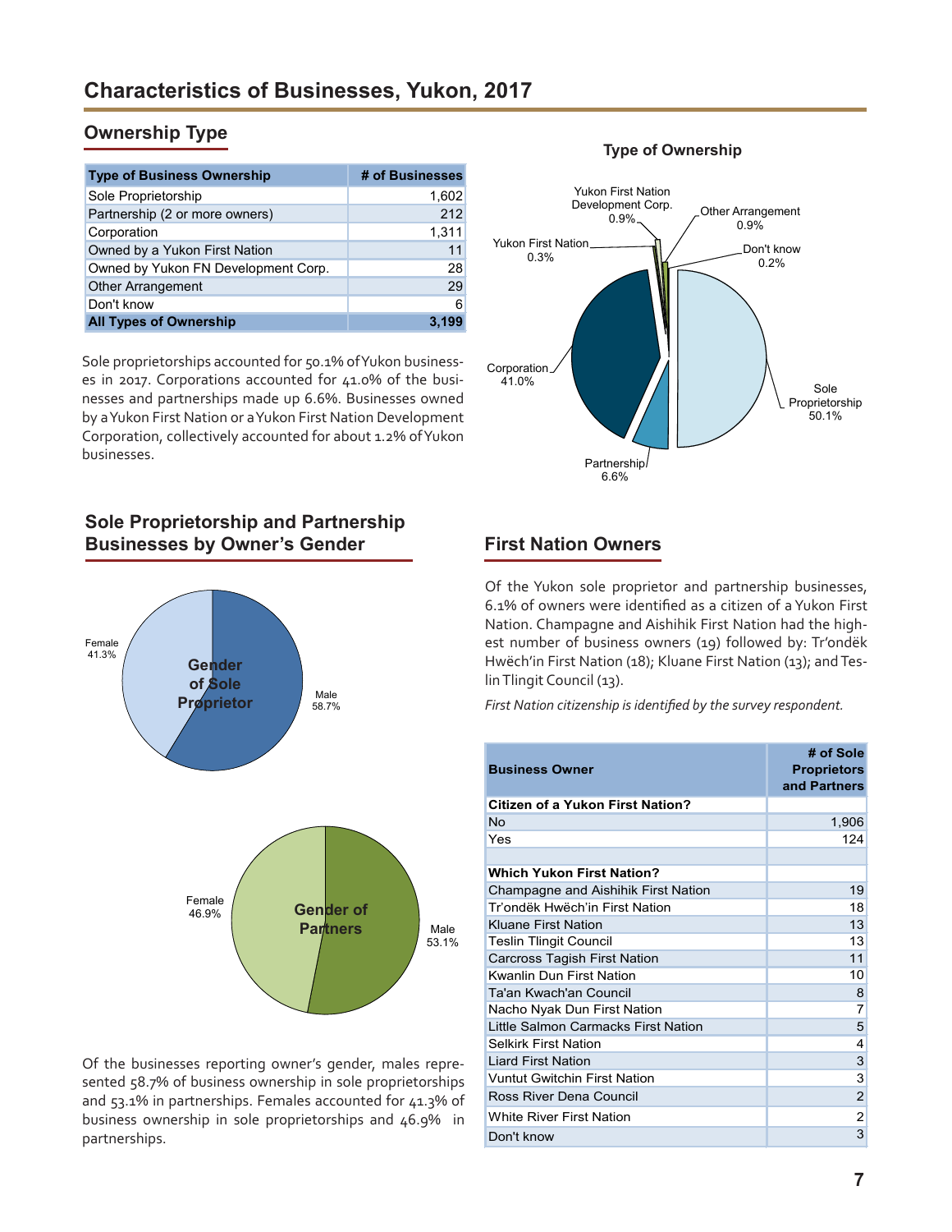# Characteristics of Businesses, Yukon, 2017

## Ownership Type

| Type of Business Ownership | # of Businesses |
|---|---|
| Sole Proprietorship | 1,602 |
| Partnership (2 or more owners) | 212 |
| Corporation | 1,311 |
| Owned by a Yukon First Nation | 11 |
| Owned by Yukon FN Development Corp. | 28 |
| Other Arrangement | 29 |
| Don't know | 6 |
| **All Types of Ownership** | **3,199** |

Sole proprietorships accounted for 50.1% of Yukon businesses in 2017. Corporations accounted for 41.0% of the businesses and partnerships made up 6.6%. Businesses owned by a Yukon First Nation or a Yukon First Nation Development Corporation, collectively accounted for about 1.2% of Yukon businesses.

**Type of Ownership**

Yukon First Nation Development Corp. 0.9%
Other Arrangement 0.9%
Yukon First Nation 0.3%
Don't know 0.2%
Corporation 41.0%
Sole Proprietorship 50.1%
Partnership 6.6%

## Sole Proprietorship and Partnership Businesses by Owner's Gender

**Gender of Sole Proprietor**

Female 41.3%
Male 58.7%

**Gender of Partners**

Female 46.9%
Male 53.1%

Of the businesses reporting owner's gender, males represented 58.7% of business ownership in sole proprietorships and 53.1% in partnerships. Females accounted for 41.3% of business ownership in sole proprietorships and 46.9% in partnerships.

## First Nation Owners

Of the Yukon sole proprietor and partnership businesses, 6.1% of owners were identified as a citizen of a Yukon First Nation. Champagne and Aishihik First Nation had the highest number of business owners (19) followed by: Tr'ondëk Hwëch'in First Nation (18); Kluane First Nation (13); and Teslin Tlingit Council (13).

*First Nation citizenship is identified by the survey respondent.*

| Business Owner | # of Sole Proprietors and Partners |
|---|---|
| **Citizen of a Yukon First Nation?** | |
| No | 1,906 |
| Yes | 124 |
| | |
| **Which Yukon First Nation?** | |
| Champagne and Aishihik First Nation | 19 |
| Tr'ondëk Hwëch'in First Nation | 18 |
| Kluane First Nation | 13 |
| Teslin Tlingit Council | 13 |
| Carcross Tagish First Nation | 11 |
| Kwanlin Dun First Nation | 10 |
| Ta'an Kwach'an Council | 8 |
| Nacho Nyak Dun First Nation | 7 |
| Little Salmon Carmacks First Nation | 5 |
| Selkirk First Nation | 4 |
| Liard First Nation | 3 |
| Vuntut Gwitchin First Nation | 3 |
| Ross River Dena Council | 2 |
| White River First Nation | 2 |
| Don't know | 3 |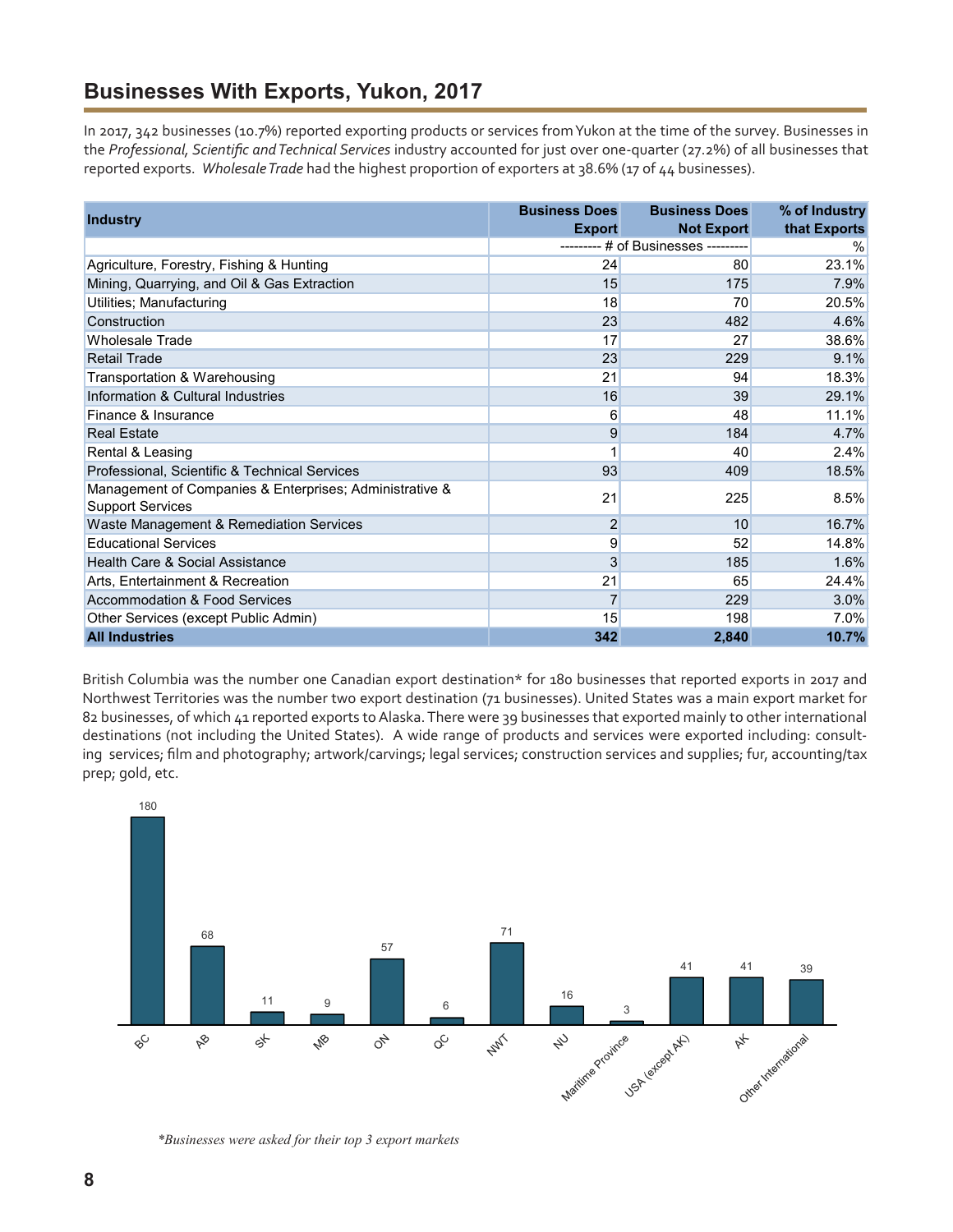## Businesses With Exports, Yukon, 2017

In 2017, 342 businesses (10.7%) reported exporting products or services from Yukon at the time of the survey. Businesses in the *Professional, Scientific and Technical Services* industry accounted for just over one-quarter (27.2%) of all businesses that reported exports. *Wholesale Trade* had the highest proportion of exporters at 38.6% (17 of 44 businesses).

| Industry | Business Does Export | Business Does Not Export | % of Industry that Exports |
|---|---|---|---|
| | --------- # of Businesses --------- | | % |
| Agriculture, Forestry, Fishing & Hunting | 24 | 80 | 23.1% |
| Mining, Quarrying, and Oil & Gas Extraction | 15 | 175 | 7.9% |
| Utilities; Manufacturing | 18 | 70 | 20.5% |
| Construction | 23 | 482 | 4.6% |
| Wholesale Trade | 17 | 27 | 38.6% |
| Retail Trade | 23 | 229 | 9.1% |
| Transportation & Warehousing | 21 | 94 | 18.3% |
| Information & Cultural Industries | 16 | 39 | 29.1% |
| Finance & Insurance | 6 | 48 | 11.1% |
| Real Estate | 9 | 184 | 4.7% |
| Rental & Leasing | 1 | 40 | 2.4% |
| Professional, Scientific & Technical Services | 93 | 409 | 18.5% |
| Management of Companies & Enterprises; Administrative & Support Services | 21 | 225 | 8.5% |
| Waste Management & Remediation Services | 2 | 10 | 16.7% |
| Educational Services | 9 | 52 | 14.8% |
| Health Care & Social Assistance | 3 | 185 | 1.6% |
| Arts, Entertainment & Recreation | 21 | 65 | 24.4% |
| Accommodation & Food Services | 7 | 229 | 3.0% |
| Other Services (except Public Admin) | 15 | 198 | 7.0% |
| **All Industries** | **342** | **2,840** | **10.7%** |

British Columbia was the number one Canadian export destination* for 180 businesses that reported exports in 2017 and Northwest Territories was the number two export destination (71 businesses). United States was a main export market for 82 businesses, of which 41 reported exports to Alaska. There were 39 businesses that exported mainly to other international destinations (not including the United States). A wide range of products and services were exported including: consulting services; film and photography; artwork/carvings; legal services; construction services and supplies; fur, accounting/tax prep; gold, etc.

| BC | AB | SK | MB | ON | QC | NWT | NU | Maritime Province | USA (except AK) | AK | Other International |
|---|---|---|---|---|---|---|---|---|---|---|---|
| 180 | 68 | 11 | 9 | 57 | 6 | 71 | 16 | 3 | 41 | 41 | 39 |

*\*Businesses were asked for their top 3 export markets*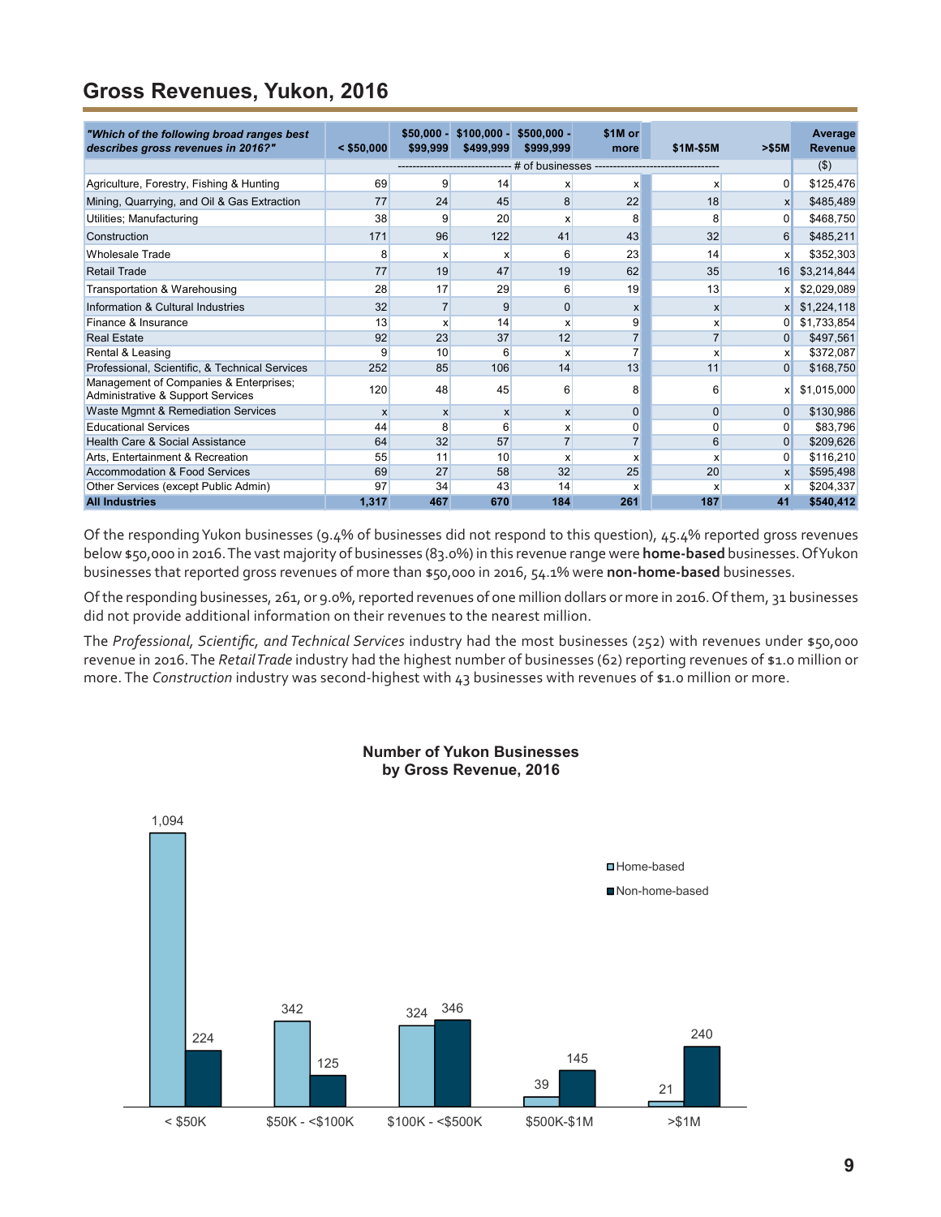## Gross Revenues, Yukon, 2016

| "Which of the following broad ranges best describes gross revenues in 2016?" | < $50,000 | $50,000 - $99,999 | $100,000 - $499,999 | $500,000 - $999,999 | $1M or more | $1M-$5M | >$5M | Average Revenue |
|---|---|---|---|---|---|---|---|---|
| | # of businesses | | | | | | | ($) |
| Agriculture, Forestry, Fishing & Hunting | 69 | 9 | 14 | x | x | x | 0 | $125,476 |
| Mining, Quarrying, and Oil & Gas Extraction | 77 | 24 | 45 | 8 | 22 | 18 | x | $485,489 |
| Utilities; Manufacturing | 38 | 9 | 20 | x | 8 | 8 | 0 | $468,750 |
| Construction | 171 | 96 | 122 | 41 | 43 | 32 | 6 | $485,211 |
| Wholesale Trade | 8 | x | x | 6 | 23 | 14 | x | $352,303 |
| Retail Trade | 77 | 19 | 47 | 19 | 62 | 35 | 16 | $3,214,844 |
| Transportation & Warehousing | 28 | 17 | 29 | 6 | 19 | 13 | x | $2,029,089 |
| Information & Cultural Industries | 32 | 7 | 9 | 0 | x | x | x | $1,224,118 |
| Finance & Insurance | 13 | x | 14 | x | 9 | x | 0 | $1,733,854 |
| Real Estate | 92 | 23 | 37 | 12 | 7 | 7 | 0 | $497,561 |
| Rental & Leasing | 9 | 10 | 6 | x | 7 | x | x | $372,087 |
| Professional, Scientific, & Technical Services | 252 | 85 | 106 | 14 | 13 | 11 | 0 | $168,750 |
| Management of Companies & Enterprises; Administrative & Support Services | 120 | 48 | 45 | 6 | 8 | 6 | x | $1,015,000 |
| Waste Mgmnt & Remediation Services | x | x | x | x | 0 | 0 | 0 | $130,986 |
| Educational Services | 44 | 8 | 6 | x | 0 | 0 | 0 | $83,796 |
| Health Care & Social Assistance | 64 | 32 | 57 | 7 | 7 | 6 | 0 | $209,626 |
| Arts, Entertainment & Recreation | 55 | 11 | 10 | x | x | x | 0 | $116,210 |
| Accommodation & Food Services | 69 | 27 | 58 | 32 | 25 | 20 | x | $595,498 |
| Other Services (except Public Admin) | 97 | 34 | 43 | 14 | x | x | x | $204,337 |
| **All Industries** | **1,317** | **467** | **670** | **184** | **261** | **187** | **41** | **$540,412** |

Of the responding Yukon businesses (9.4% of businesses did not respond to this question), 45.4% reported gross revenues below $50,000 in 2016. The vast majority of businesses (83.0%) in this revenue range were **home-based** businesses. Of Yukon businesses that reported gross revenues of more than $50,000 in 2016, 54.1% were **non-home-based** businesses.

Of the responding businesses, 261, or 9.0%, reported revenues of one million dollars or more in 2016. Of them, 31 businesses did not provide additional information on their revenues to the nearest million.

The *Professional, Scientific, and Technical Services* industry had the most businesses (252) with revenues under $50,000 revenue in 2016. The *Retail Trade* industry had the highest number of businesses (62) reporting revenues of $1.0 million or more. The *Construction* industry was second-highest with 43 businesses with revenues of $1.0 million or more.

**Number of Yukon Businesses by Gross Revenue, 2016**

| Gross Revenue | Home-based | Non-home-based |
|---|---|---|
| < $50K | 1,094 | 224 |
| $50K - <$100K | 342 | 125 |
| $100K - <$500K | 324 | 346 |
| $500K-$1M | 39 | 145 |
| >$1M | 21 | 240 |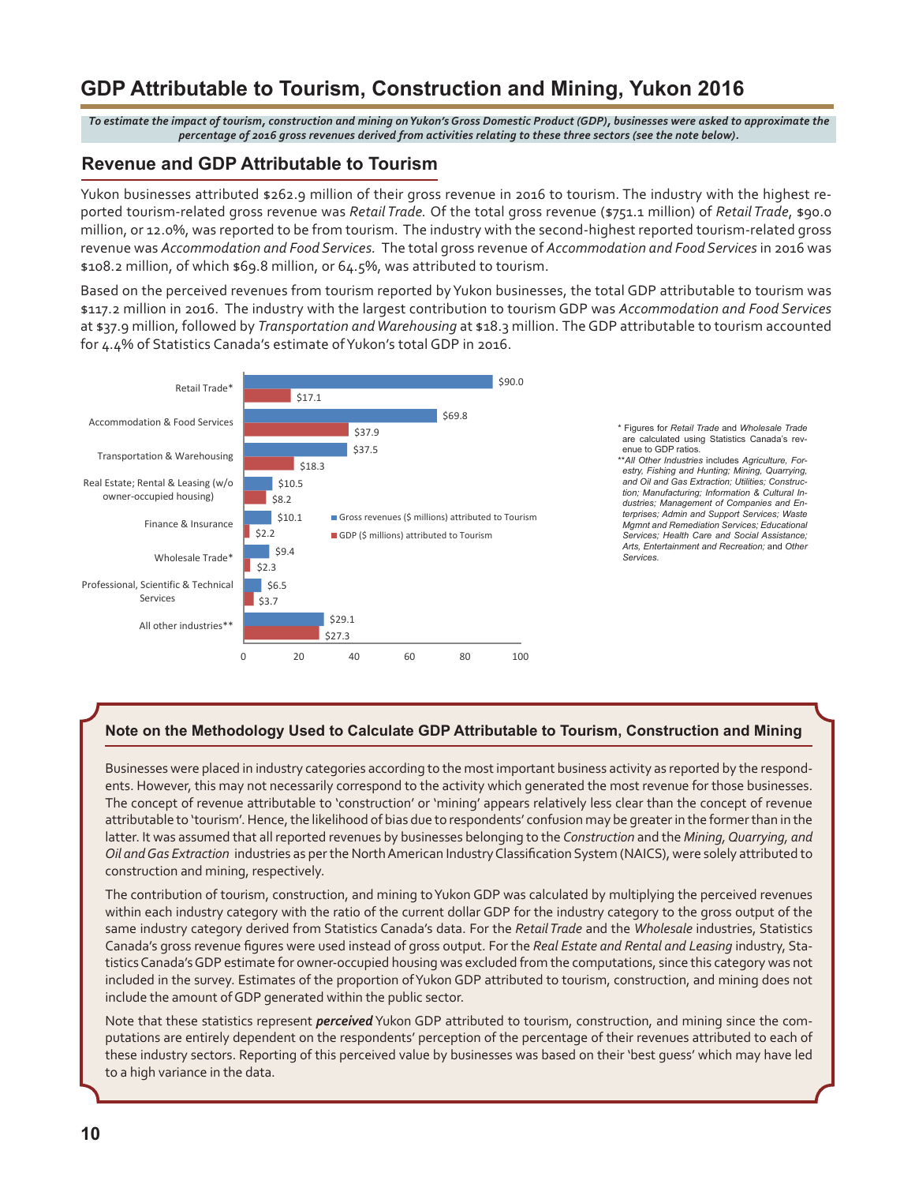# GDP Attributable to Tourism, Construction and Mining, Yukon 2016

*To estimate the impact of tourism, construction and mining on Yukon's Gross Domestic Product (GDP), businesses were asked to approximate the percentage of 2016 gross revenues derived from activities relating to these three sectors (see the note below).*

## Revenue and GDP Attributable to Tourism

Yukon businesses attributed $262.9 million of their gross revenue in 2016 to tourism. The industry with the highest reported tourism-related gross revenue was *Retail Trade*. Of the total gross revenue ($751.1 million) of *Retail Trade*, $90.0 million, or 12.0%, was reported to be from tourism. The industry with the second-highest reported tourism-related gross revenue was *Accommodation and Food Services*. The total gross revenue of *Accommodation and Food Services* in 2016 was $108.2 million, of which $69.8 million, or 64.5%, was attributed to tourism.

Based on the perceived revenues from tourism reported by Yukon businesses, the total GDP attributable to tourism was $117.2 million in 2016. The industry with the largest contribution to tourism GDP was *Accommodation and Food Services* at $37.9 million, followed by *Transportation and Warehousing* at $18.3 million. The GDP attributable to tourism accounted for 4.4% of Statistics Canada's estimate of Yukon's total GDP in 2016.

| Industry | Gross revenues ($ millions) attributed to Tourism | GDP ($ millions) attributed to Tourism |
|---|---|---|
| Retail Trade* | $90.0 | $17.1 |
| Accommodation & Food Services | $69.8 | $37.9 |
| Transportation & Warehousing | $37.5 | $18.3 |
| Real Estate; Rental & Leasing (w/o owner-occupied housing) | $10.5 | $8.2 |
| Finance & Insurance | $10.1 | $2.2 |
| Wholesale Trade* | $9.4 | $2.3 |
| Professional, Scientific & Technical Services | $6.5 | $3.7 |
| All other industries** | $29.1 | $27.3 |

\* Figures for *Retail Trade* and *Wholesale Trade* are calculated using Statistics Canada's revenue to GDP ratios.

\*\**All Other Industries* includes *Agriculture, Forestry, Fishing and Hunting; Mining, Quarrying, and Oil and Gas Extraction; Utilities; Construction; Manufacturing; Information & Cultural Industries; Management of Companies and Enterprises; Admin and Support Services; Waste Mgmnt and Remediation Services; Educational Services; Health Care and Social Assistance; Arts, Entertainment and Recreation;* and *Other Services.*

### Note on the Methodology Used to Calculate GDP Attributable to Tourism, Construction and Mining

Businesses were placed in industry categories according to the most important business activity as reported by the respondents. However, this may not necessarily correspond to the activity which generated the most revenue for those businesses. The concept of revenue attributable to 'construction' or 'mining' appears relatively less clear than the concept of revenue attributable to 'tourism'. Hence, the likelihood of bias due to respondents' confusion may be greater in the former than in the latter. It was assumed that all reported revenues by businesses belonging to the *Construction* and the *Mining, Quarrying, and Oil and Gas Extraction* industries as per the North American Industry Classification System (NAICS), were solely attributed to construction and mining, respectively.

The contribution of tourism, construction, and mining to Yukon GDP was calculated by multiplying the perceived revenues within each industry category with the ratio of the current dollar GDP for the industry category to the gross output of the same industry category derived from Statistics Canada's data. For the *Retail Trade* and the *Wholesale* industries, Statistics Canada's gross revenue figures were used instead of gross output. For the *Real Estate and Rental and Leasing* industry, Statistics Canada's GDP estimate for owner-occupied housing was excluded from the computations, since this category was not included in the survey. Estimates of the proportion of Yukon GDP attributed to tourism, construction, and mining does not include the amount of GDP generated within the public sector.

Note that these statistics represent ***perceived*** Yukon GDP attributed to tourism, construction, and mining since the computations are entirely dependent on the respondents' perception of the percentage of their revenues attributed to each of these industry sectors. Reporting of this perceived value by businesses was based on their 'best guess' which may have led to a high variance in the data.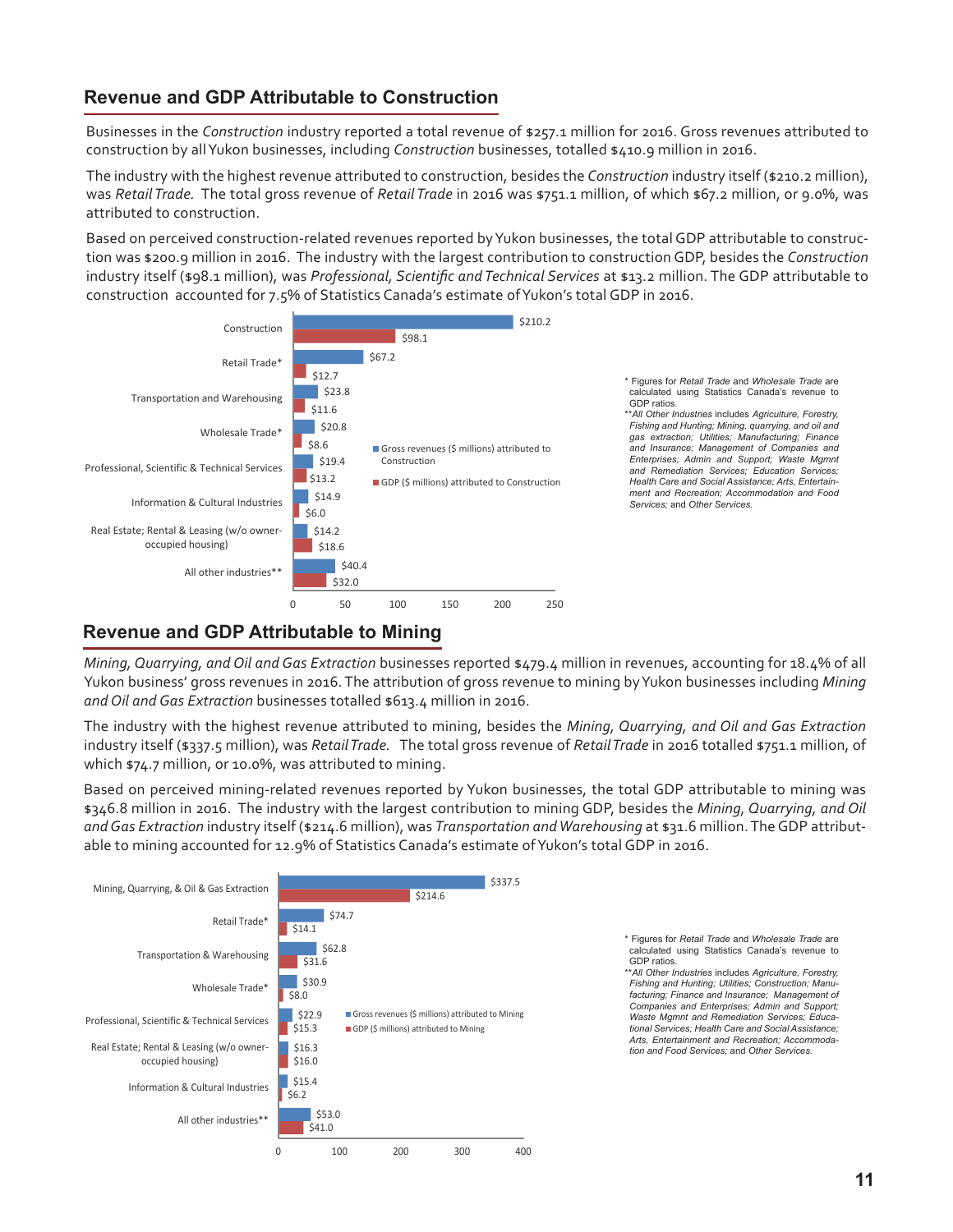## Revenue and GDP Attributable to Construction

Businesses in the *Construction* industry reported a total revenue of $257.1 million for 2016. Gross revenues attributed to construction by all Yukon businesses, including *Construction* businesses, totalled $410.9 million in 2016.

The industry with the highest revenue attributed to construction, besides the *Construction* industry itself ($210.2 million), was *Retail Trade*. The total gross revenue of *Retail Trade* in 2016 was $751.1 million, of which $67.2 million, or 9.0%, was attributed to construction.

Based on perceived construction-related revenues reported by Yukon businesses, the total GDP attributable to construction was $200.9 million in 2016. The industry with the largest contribution to construction GDP, besides the *Construction* industry itself ($98.1 million), was *Professional, Scientific and Technical Services* at $13.2 million. The GDP attributable to construction accounted for 7.5% of Statistics Canada's estimate of Yukon's total GDP in 2016.

| Industry | Gross revenues ($ millions) attributed to Construction | GDP ($ millions) attributed to Construction |
|---|---|---|
| Construction | $210.2 | $98.1 |
| Retail Trade* | $67.2 | $12.7 |
| Transportation and Warehousing | $23.8 | $11.6 |
| Wholesale Trade* | $20.8 | $8.6 |
| Professional, Scientific & Technical Services | $19.4 | $13.2 |
| Information & Cultural Industries | $14.9 | $6.0 |
| Real Estate; Rental & Leasing (w/o owner-occupied housing) | $14.2 | $18.6 |
| All other industries** | $40.4 | $32.0 |

\* Figures for *Retail Trade* and *Wholesale Trade* are calculated using Statistics Canada's revenue to GDP ratios.

\*\**All Other Industries* includes *Agriculture, Forestry, Fishing and Hunting; Mining, quarrying, and oil and gas extraction; Utilities; Manufacturing; Finance and Insurance; Management of Companies and Enterprises; Admin and Support; Waste Mgmnt and Remediation Services; Education Services; Health Care and Social Assistance; Arts, Entertainment and Recreation; Accommodation and Food Services;* and *Other Services.*

## Revenue and GDP Attributable to Mining

*Mining, Quarrying, and Oil and Gas Extraction* businesses reported $479.4 million in revenues, accounting for 18.4% of all Yukon business' gross revenues in 2016. The attribution of gross revenue to mining by Yukon businesses including *Mining and Oil and Gas Extraction* businesses totalled $613.4 million in 2016.

The industry with the highest revenue attributed to mining, besides the *Mining, Quarrying, and Oil and Gas Extraction* industry itself ($337.5 million), was *Retail Trade*. The total gross revenue of *Retail Trade* in 2016 totalled $751.1 million, of which $74.7 million, or 10.0%, was attributed to mining.

Based on perceived mining-related revenues reported by Yukon businesses, the total GDP attributable to mining was $346.8 million in 2016. The industry with the largest contribution to mining GDP, besides the *Mining, Quarrying, and Oil and Gas Extraction* industry itself ($214.6 million), was *Transportation and Warehousing* at $31.6 million. The GDP attributable to mining accounted for 12.9% of Statistics Canada's estimate of Yukon's total GDP in 2016.

| Industry | Gross revenues ($ millions) attributed to Mining | GDP ($ millions) attributed to Mining |
|---|---|---|
| Mining, Quarrying, & Oil & Gas Extraction | $337.5 | $214.6 |
| Retail Trade* | $74.7 | $14.1 |
| Transportation & Warehousing | $62.8 | $31.6 |
| Wholesale Trade* | $30.9 | $8.0 |
| Professional, Scientific & Technical Services | $22.9 | $15.3 |
| Real Estate; Rental & Leasing (w/o owner-occupied housing) | $16.3 | $16.0 |
| Information & Cultural Industries | $15.4 | $6.2 |
| All other industries** | $53.0 | $41.0 |

\* Figures for *Retail Trade* and *Wholesale Trade* are calculated using Statistics Canada's revenue to GDP ratios.

\*\**All Other Industries* includes *Agriculture, Forestry, Fishing and Hunting; Utilities; Construction; Manufacturing; Finance and Insurance; Management of Companies and Enterprises; Admin and Support; Waste Mgmnt and Remediation Services; Educational Services; Health Care and Social Assistance; Arts, Entertainment and Recreation; Accommodation and Food Services;* and *Other Services.*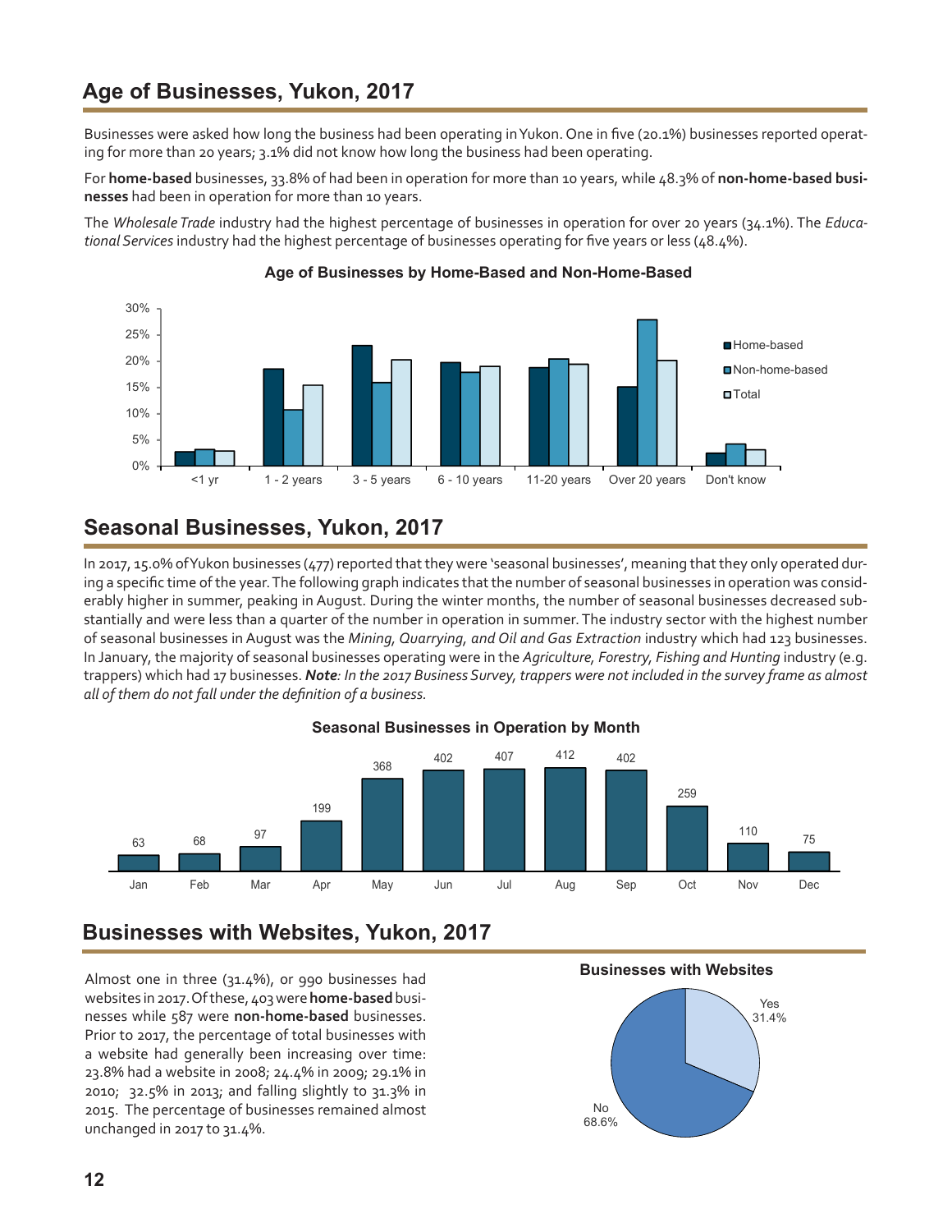## Age of Businesses, Yukon, 2017

Businesses were asked how long the business had been operating in Yukon. One in five (20.1%) businesses reported operating for more than 20 years; 3.1% did not know how long the business had been operating.

For **home-based** businesses, 33.8% of had been in operation for more than 10 years, while 48.3% of **non-home-based businesses** had been in operation for more than 10 years.

The *Wholesale Trade* industry had the highest percentage of businesses in operation for over 20 years (34.1%). The *Educational Services* industry had the highest percentage of businesses operating for five years or less (48.4%).

**Age of Businesses by Home-Based and Non-Home-Based**

## Seasonal Businesses, Yukon, 2017

In 2017, 15.0% of Yukon businesses (477) reported that they were 'seasonal businesses', meaning that they only operated during a specific time of the year. The following graph indicates that the number of seasonal businesses in operation was considerably higher in summer, peaking in August. During the winter months, the number of seasonal businesses decreased substantially and were less than a quarter of the number in operation in summer. The industry sector with the highest number of seasonal businesses in August was the *Mining, Quarrying, and Oil and Gas Extraction* industry which had 123 businesses. In January, the majority of seasonal businesses operating were in the *Agriculture, Forestry, Fishing and Hunting* industry (e.g. trappers) which had 17 businesses. ***Note****: In the 2017 Business Survey, trappers were not included in the survey frame as almost all of them do not fall under the definition of a business.*

**Seasonal Businesses in Operation by Month**

| Jan | Feb | Mar | Apr | May | Jun | Jul | Aug | Sep | Oct | Nov | Dec |
|---|---|---|---|---|---|---|---|---|---|---|---|
| 63 | 68 | 97 | 199 | 368 | 402 | 407 | 412 | 402 | 259 | 110 | 75 |

## Businesses with Websites, Yukon, 2017

Almost one in three (31.4%), or 990 businesses had websites in 2017. Of these, 403 were **home-based** businesses while 587 were **non-home-based** businesses. Prior to 2017, the percentage of total businesses with a website had generally been increasing over time: 23.8% had a website in 2008; 24.4% in 2009; 29.1% in 2010; 32.5% in 2013; and falling slightly to 31.3% in 2015. The percentage of businesses remained almost unchanged in 2017 to 31.4%.

**Businesses with Websites**

| Response | Percent |
|---|---|
| Yes | 31.4% |
| No | 68.6% |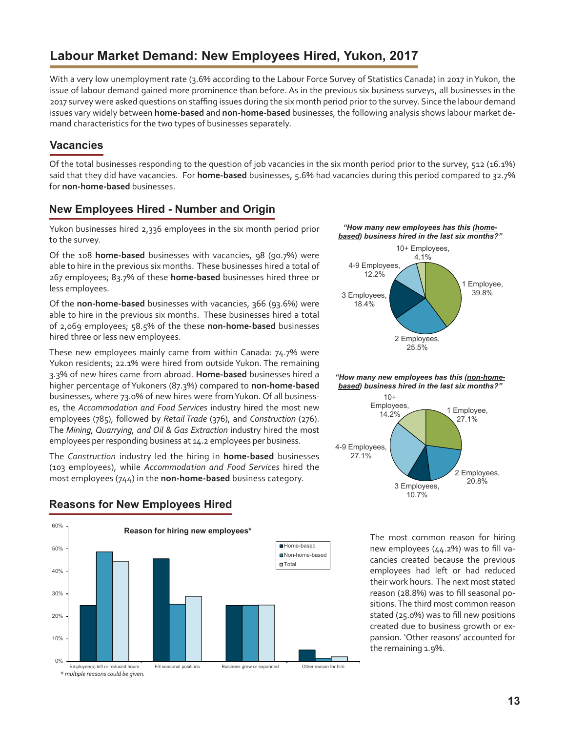# Labour Market Demand: New Employees Hired, Yukon, 2017

With a very low unemployment rate (3.6% according to the Labour Force Survey of Statistics Canada) in 2017 in Yukon, the issue of labour demand gained more prominence than before. As in the previous six business surveys, all businesses in the 2017 survey were asked questions on staffing issues during the six month period prior to the survey. Since the labour demand issues vary widely between **home-based** and **non-home-based** businesses, the following analysis shows labour market demand characteristics for the two types of businesses separately.

## Vacancies

Of the total businesses responding to the question of job vacancies in the six month period prior to the survey, 512 (16.1%) said that they did have vacancies. For **home-based** businesses, 5.6% had vacancies during this period compared to 32.7% for **non-home-based** businesses.

## New Employees Hired - Number and Origin

Yukon businesses hired 2,336 employees in the six month period prior to the survey.

Of the 108 **home-based** businesses with vacancies, 98 (90.7%) were able to hire in the previous six months. These businesses hired a total of 267 employees; 83.7% of these **home-based** businesses hired three or less employees.

Of the **non-home-based** businesses with vacancies, 366 (93.6%) were able to hire in the previous six months. These businesses hired a total of 2,069 employees; 58.5% of the these **non-home-based** businesses hired three or less new employees.

These new employees mainly came from within Canada: 74.7% were Yukon residents; 22.1% were hired from outside Yukon. The remaining 3.3% of new hires came from abroad. **Home-based** businesses hired a higher percentage of Yukoners (87.3%) compared to **non-home-based** businesses, where 73.0% of new hires were from Yukon. Of all businesses, the *Accommodation and Food Services* industry hired the most new employees (785), followed by *Retail Trade* (376), and *Construction* (276). The *Mining, Quarrying, and Oil & Gas Extraction* industry hired the most employees per responding business at 14.2 employees per business.

The *Construction* industry led the hiring in **home-based** businesses (103 employees), while *Accommodation and Food Services* hired the most employees (744) in the **non-home-based** business category.

***"How many new employees has this (home-based) business hired in the last six months?"***

| Number of employees | Share |
|---|---|
| 1 Employee | 39.8% |
| 2 Employees | 25.5% |
| 3 Employees | 18.4% |
| 4-9 Employees | 12.2% |
| 10+ Employees | 4.1% |

***"How many new employees has this (non-home-based) business hired in the last six months?"***

| Number of employees | Share |
|---|---|
| 1 Employee | 27.1% |
| 2 Employees | 20.8% |
| 3 Employees | 10.7% |
| 4-9 Employees | 27.1% |
| 10+ Employees | 14.2% |

## Reasons for New Employees Hired

**Reason for hiring new employees***

Categories: Employee(s) left or reduced hours; Fill seasonal positions; Business grew or expanded; Other reason for hire. Series: Home-based, Non-home-based, Total. Axis: 0%–60%.

\* multiple reasons could be given.

The most common reason for hiring new employees (44.2%) was to fill vacancies created because the previous employees had left or had reduced their work hours. The next most stated reason (28.8%) was to fill seasonal positions. The third most common reason stated (25.0%) was to fill new positions created due to business growth or expansion. 'Other reasons' accounted for the remaining 1.9%.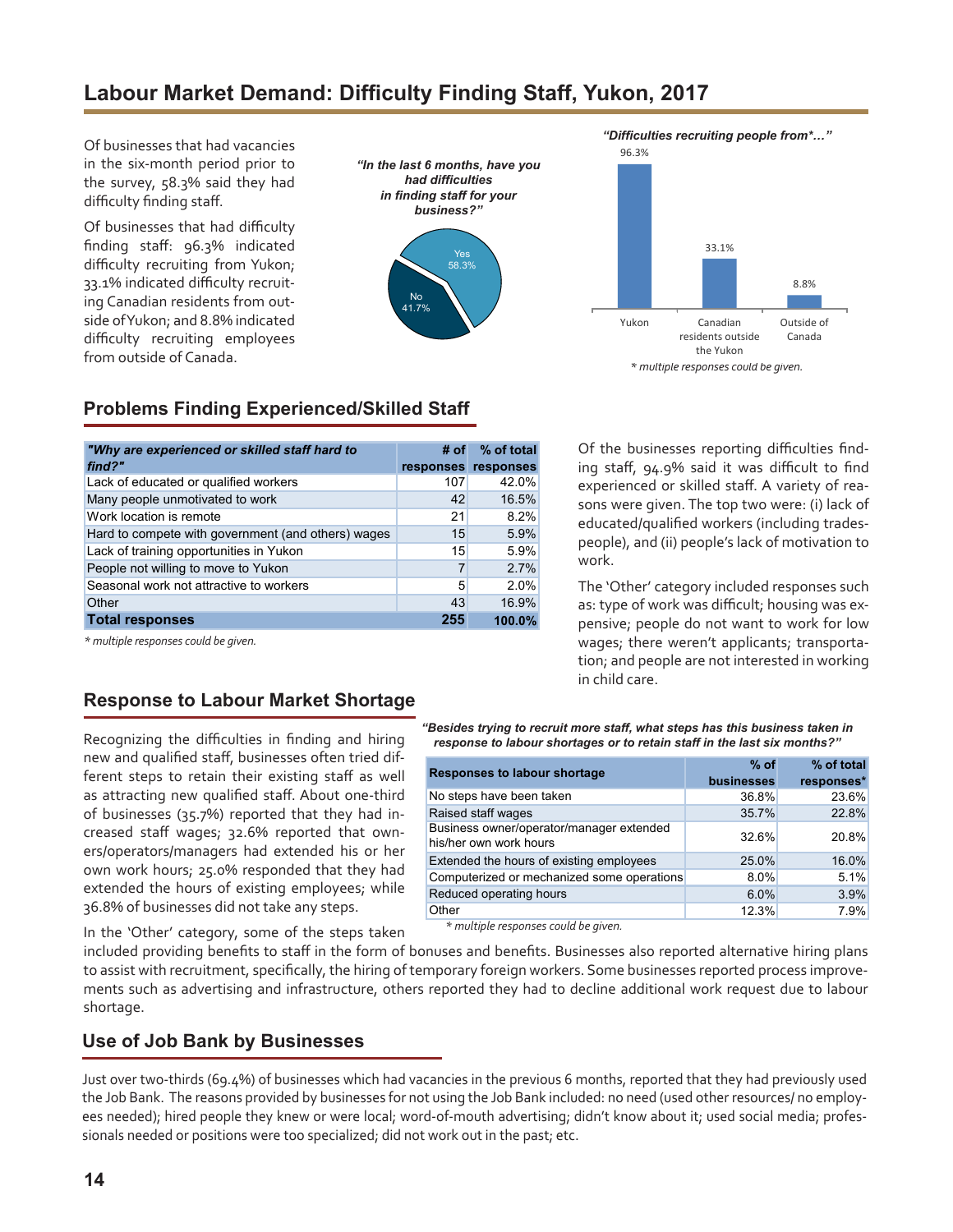# Labour Market Demand: Difficulty Finding Staff, Yukon, 2017

Of businesses that had vacancies in the six-month period prior to the survey, 58.3% said they had difficulty finding staff.

Of businesses that had difficulty finding staff: 96.3% indicated difficulty recruiting from Yukon; 33.1% indicated difficulty recruiting Canadian residents from outside of Yukon; and 8.8% indicated difficulty recruiting employees from outside of Canada.

*"In the last 6 months, have you had difficulties in finding staff for your business?"*

| Response | % |
|---|---|
| Yes | 58.3% |
| No | 41.7% |

*"Difficulties recruiting people from*…"*

| Location | % |
|---|---|
| Yukon | 96.3% |
| Canadian residents outside the Yukon | 33.1% |
| Outside of Canada | 8.8% |

* multiple responses could be given.

## Problems Finding Experienced/Skilled Staff

| *"Why are experienced or skilled staff hard to find?"* | # of responses | % of total responses |
|---|---|---|
| Lack of educated or qualified workers | 107 | 42.0% |
| Many people unmotivated to work | 42 | 16.5% |
| Work location is remote | 21 | 8.2% |
| Hard to compete with government (and others) wages | 15 | 5.9% |
| Lack of training opportunities in Yukon | 15 | 5.9% |
| People not willing to move to Yukon | 7 | 2.7% |
| Seasonal work not attractive to workers | 5 | 2.0% |
| Other | 43 | 16.9% |
| **Total responses** | **255** | **100.0%** |

* multiple responses could be given.

Of the businesses reporting difficulties finding staff, 94.9% said it was difficult to find experienced or skilled staff. A variety of reasons were given. The top two were: (i) lack of educated/qualified workers (including tradespeople), and (ii) people's lack of motivation to work.

The 'Other' category included responses such as: type of work was difficult; housing was expensive; people do not want to work for low wages; there weren't applicants; transportation; and people are not interested in working in child care.

## Response to Labour Market Shortage

Recognizing the difficulties in finding and hiring new and qualified staff, businesses often tried different steps to retain their existing staff as well as attracting new qualified staff. About one-third of businesses (35.7%) reported that they had increased staff wages; 32.6% reported that owners/operators/managers had extended his or her own work hours; 25.0% responded that they had extended the hours of existing employees; while 36.8% of businesses did not take any steps.

*"Besides trying to recruit more staff, what steps has this business taken in response to labour shortages or to retain staff in the last six months?"*

| Responses to labour shortage | % of businesses | % of total responses* |
|---|---|---|
| No steps have been taken | 36.8% | 23.6% |
| Raised staff wages | 35.7% | 22.8% |
| Business owner/operator/manager extended his/her own work hours | 32.6% | 20.8% |
| Extended the hours of existing employees | 25.0% | 16.0% |
| Computerized or mechanized some operations | 8.0% | 5.1% |
| Reduced operating hours | 6.0% | 3.9% |
| Other | 12.3% | 7.9% |

* multiple responses could be given.

In the 'Other' category, some of the steps taken included providing benefits to staff in the form of bonuses and benefits. Businesses also reported alternative hiring plans to assist with recruitment, specifically, the hiring of temporary foreign workers. Some businesses reported process improvements such as advertising and infrastructure, others reported they had to decline additional work request due to labour shortage.

## Use of Job Bank by Businesses

Just over two-thirds (69.4%) of businesses which had vacancies in the previous 6 months, reported that they had previously used the Job Bank. The reasons provided by businesses for not using the Job Bank included: no need (used other resources/ no employees needed); hired people they knew or were local; word-of-mouth advertising; didn't know about it; used social media; professionals needed or positions were too specialized; did not work out in the past; etc.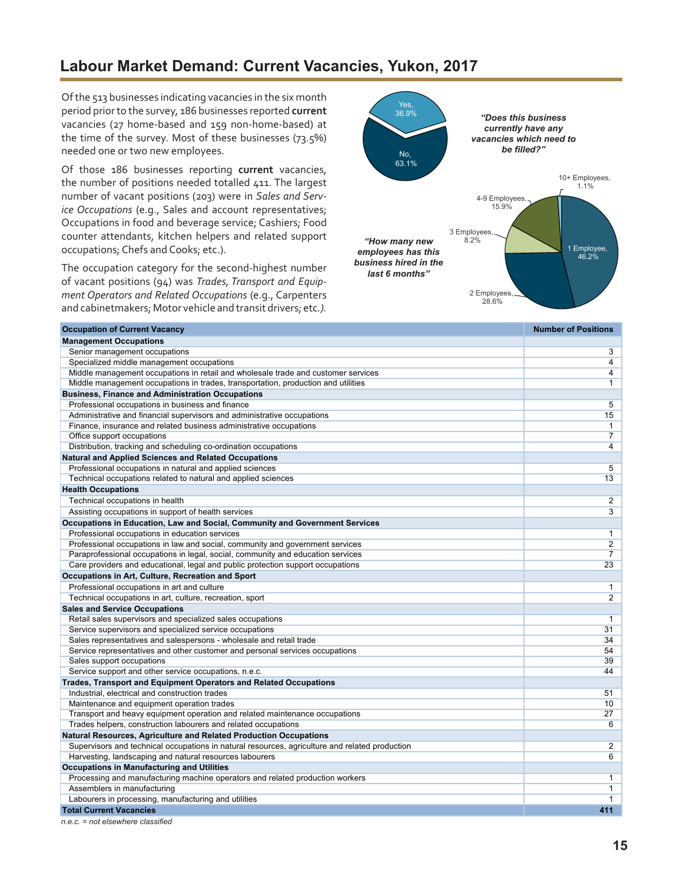## Labour Market Demand: Current Vacancies, Yukon, 2017

Of the 513 businesses indicating vacancies in the six month period prior to the survey, 186 businesses reported **current** vacancies (27 home-based and 159 non-home-based) at the time of the survey. Most of these businesses (73.5%) needed one or two new employees.

Of those 186 businesses reporting **current** vacancies, the number of positions needed totalled 411. The largest number of vacant positions (203) were in *Sales and Service Occupations* (e.g., Sales and account representatives; Occupations in food and beverage service; Cashiers; Food counter attendants, kitchen helpers and related support occupations; Chefs and Cooks; etc.).

The occupation category for the second-highest number of vacant positions (94) was *Trades, Transport and Equipment Operators and Related Occupations* (e.g., Carpenters and cabinetmakers; Motor vehicle and transit drivers; etc.).

***"Does this business currently have any vacancies which need to be filled?"***

- Yes, 36.9%
- No, 63.1%

***"How many new employees has this business hired in the last 6 months"***

- 1 Employee, 46.2%
- 2 Employees, 28.6%
- 3 Employees, 8.2%
- 4-9 Employees, 15.9%
- 10+ Employees, 1.1%

| Occupation of Current Vacancy | Number of Positions |
|---|---|
| **Management Occupations** | |
| Senior management occupations | 3 |
| Specialized middle management occupations | 4 |
| Middle management occupations in retail and wholesale trade and customer services | 4 |
| Middle management occupations in trades, transportation, production and utilities | 1 |
| **Business, Finance and Administration Occupations** | |
| Professional occupations in business and finance | 5 |
| Administrative and financial supervisors and administrative occupations | 15 |
| Finance, insurance and related business administrative occupations | 1 |
| Office support occupations | 7 |
| Distribution, tracking and scheduling co-ordination occupations | 4 |
| **Natural and Applied Sciences and Related Occupations** | |
| Professional occupations in natural and applied sciences | 5 |
| Technical occupations related to natural and applied sciences | 13 |
| **Health Occupations** | |
| Technical occupations in health | 2 |
| Assisting occupations in support of health services | 3 |
| **Occupations in Education, Law and Social, Community and Government Services** | |
| Professional occupations in education services | 1 |
| Professional occupations in law and social, community and government services | 2 |
| Paraprofessional occupations in legal, social, community and education services | 7 |
| Care providers and educational, legal and public protection support occupations | 23 |
| **Occupations in Art, Culture, Recreation and Sport** | |
| Professional occupations in art and culture | 1 |
| Technical occupations in art, culture, recreation, sport | 2 |
| **Sales and Service Occupations** | |
| Retail sales supervisors and specialized sales occupations | 1 |
| Service supervisors and specialized service occupations | 31 |
| Sales representatives and salespersons - wholesale and retail trade | 34 |
| Service representatives and other customer and personal services occupations | 54 |
| Sales support occupations | 39 |
| Service support and other service occupations, n.e.c. | 44 |
| **Trades, Transport and Equipment Operators and Related Occupations** | |
| Industrial, electrical and construction trades | 51 |
| Maintenance and equipment operation trades | 10 |
| Transport and heavy equipment operation and related maintenance occupations | 27 |
| Trades helpers, construction labourers and related occupations | 6 |
| **Natural Resources, Agriculture and Related Production Occupations** | |
| Supervisors and technical occupations in natural resources, agriculture and related production | 2 |
| Harvesting, landscaping and natural resources labourers | 6 |
| **Occupations in Manufacturing and Utilities** | |
| Processing and manufacturing machine operators and related production workers | 1 |
| Assemblers in manufacturing | 1 |
| Labourers in processing, manufacturing and utilities | 1 |
| **Total Current Vacancies** | **411** |

*n.e.c. = not elsewhere classified*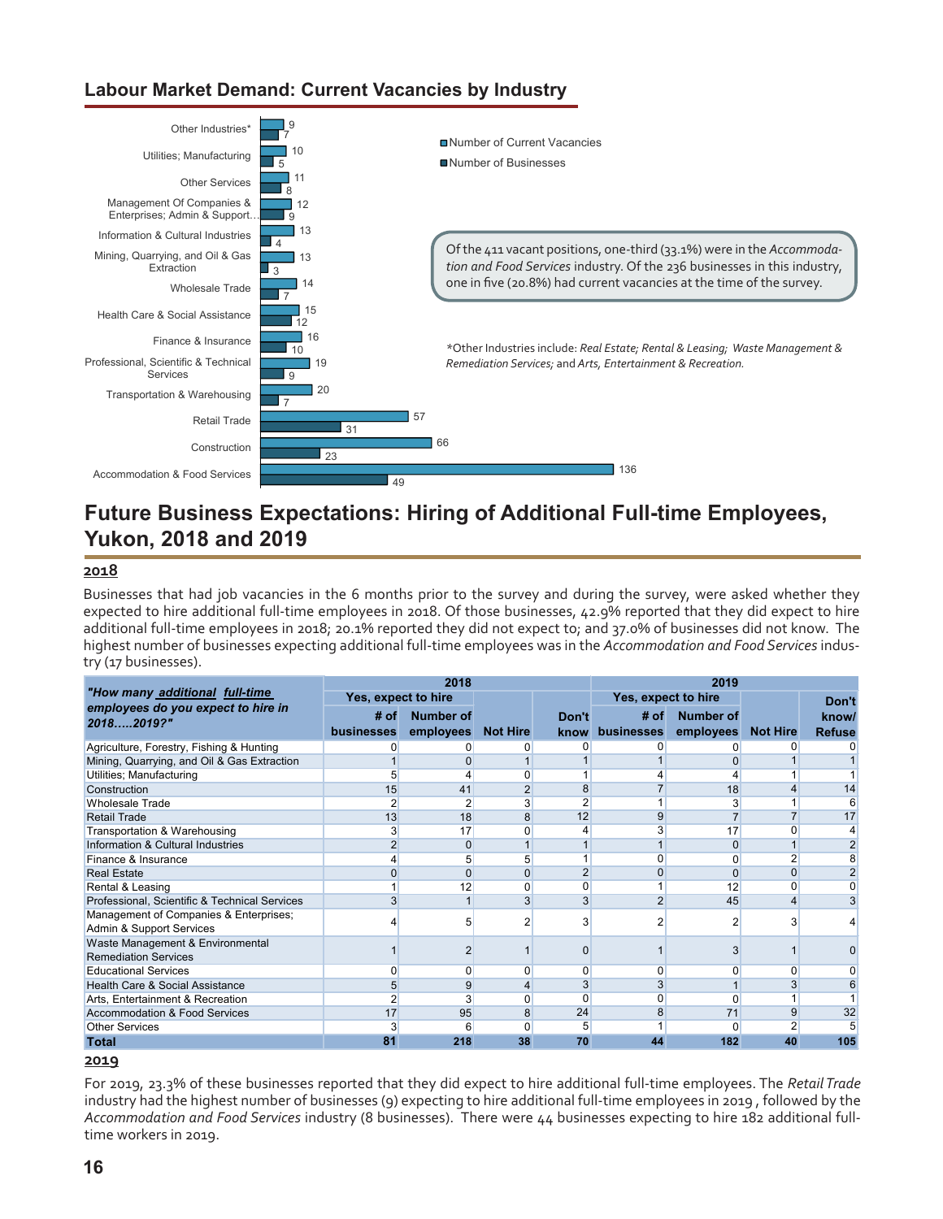## Labour Market Demand: Current Vacancies by Industry

| Industry | Number of Current Vacancies | Number of Businesses |
|---|---|---|
| Other Industries* | 9 | 7 |
| Utilities; Manufacturing | 10 | 5 |
| Other Services | 11 | 8 |
| Management Of Companies & Enterprises; Admin & Support... | 12 | 9 |
| Information & Cultural Industries | 13 | 4 |
| Mining, Quarrying, and Oil & Gas Extraction | 13 | 3 |
| Wholesale Trade | 14 | 7 |
| Health Care & Social Assistance | 15 | 12 |
| Finance & Insurance | 16 | 10 |
| Professional, Scientific & Technical Services | 19 | 9 |
| Transportation & Warehousing | 20 | 7 |
| Retail Trade | 57 | 31 |
| Construction | 66 | 23 |
| Accommodation & Food Services | 136 | 49 |

Of the 411 vacant positions, one-third (33.1%) were in the *Accommodation and Food Services* industry. Of the 236 businesses in this industry, one in five (20.8%) had current vacancies at the time of the survey.

*Other Industries include: *Real Estate; Rental & Leasing; Waste Management & Remediation Services;* and *Arts, Entertainment & Recreation.*

## Future Business Expectations: Hiring of Additional Full-time Employees, Yukon, 2018 and 2019

### 2018

Businesses that had job vacancies in the 6 months prior to the survey and during the survey, were asked whether they expected to hire additional full-time employees in 2018. Of those businesses, 42.9% reported that they did expect to hire additional full-time employees in 2018; 20.1% reported they did not expect to; and 37.0% of businesses did not know. The highest number of businesses expecting additional full-time employees was in the *Accommodation and Food Services* industry (17 businesses).

| *"How many additional full-time employees do you expect to hire in 2018.....2019?"* | 2018 | | | | 2019 | | | |
|---|---|---|---|---|---|---|---|---|
| | Yes, expect to hire | | | | Yes, expect to hire | | | |
| | # of businesses | Number of employees | Not Hire | Don't know | # of businesses | Number of employees | Not Hire | Don't know/ Refuse |
| Agriculture, Forestry, Fishing & Hunting | 0 | 0 | 0 | 0 | 0 | 0 | 0 | 0 |
| Mining, Quarrying, and Oil & Gas Extraction | 1 | 0 | 1 | 1 | 1 | 0 | 1 | 1 |
| Utilities; Manufacturing | 5 | 4 | 0 | 1 | 4 | 4 | 1 | 1 |
| Construction | 15 | 41 | 2 | 8 | 7 | 18 | 4 | 14 |
| Wholesale Trade | 2 | 2 | 3 | 2 | 1 | 3 | 1 | 6 |
| Retail Trade | 13 | 18 | 8 | 12 | 9 | 7 | 7 | 17 |
| Transportation & Warehousing | 3 | 17 | 0 | 4 | 3 | 17 | 0 | 4 |
| Information & Cultural Industries | 2 | 0 | 1 | 1 | 1 | 0 | 1 | 2 |
| Finance & Insurance | 4 | 5 | 5 | 1 | 0 | 0 | 2 | 8 |
| Real Estate | 0 | 0 | 0 | 2 | 0 | 0 | 0 | 2 |
| Rental & Leasing | 1 | 12 | 0 | 0 | 1 | 12 | 0 | 0 |
| Professional, Scientific & Technical Services | 3 | 1 | 3 | 3 | 2 | 45 | 4 | 3 |
| Management of Companies & Enterprises; Admin & Support Services | 4 | 5 | 2 | 3 | 2 | 2 | 3 | 4 |
| Waste Management & Environmental Remediation Services | 1 | 2 | 1 | 0 | 1 | 3 | 1 | 0 |
| Educational Services | 0 | 0 | 0 | 0 | 0 | 0 | 0 | 0 |
| Health Care & Social Assistance | 5 | 9 | 4 | 3 | 3 | 1 | 3 | 6 |
| Arts, Entertainment & Recreation | 2 | 3 | 0 | 0 | 0 | 0 | 1 | 1 |
| Accommodation & Food Services | 17 | 95 | 8 | 24 | 8 | 71 | 9 | 32 |
| Other Services | 3 | 6 | 0 | 5 | 1 | 0 | 2 | 5 |
| **Total** | **81** | **218** | **38** | **70** | **44** | **182** | **40** | **105** |

### 2019

For 2019, 23.3% of these businesses reported that they did expect to hire additional full-time employees. The *Retail Trade* industry had the highest number of businesses (9) expecting to hire additional full-time employees in 2019 , followed by the *Accommodation and Food Services* industry (8 businesses). There were 44 businesses expecting to hire 182 additional full-time workers in 2019.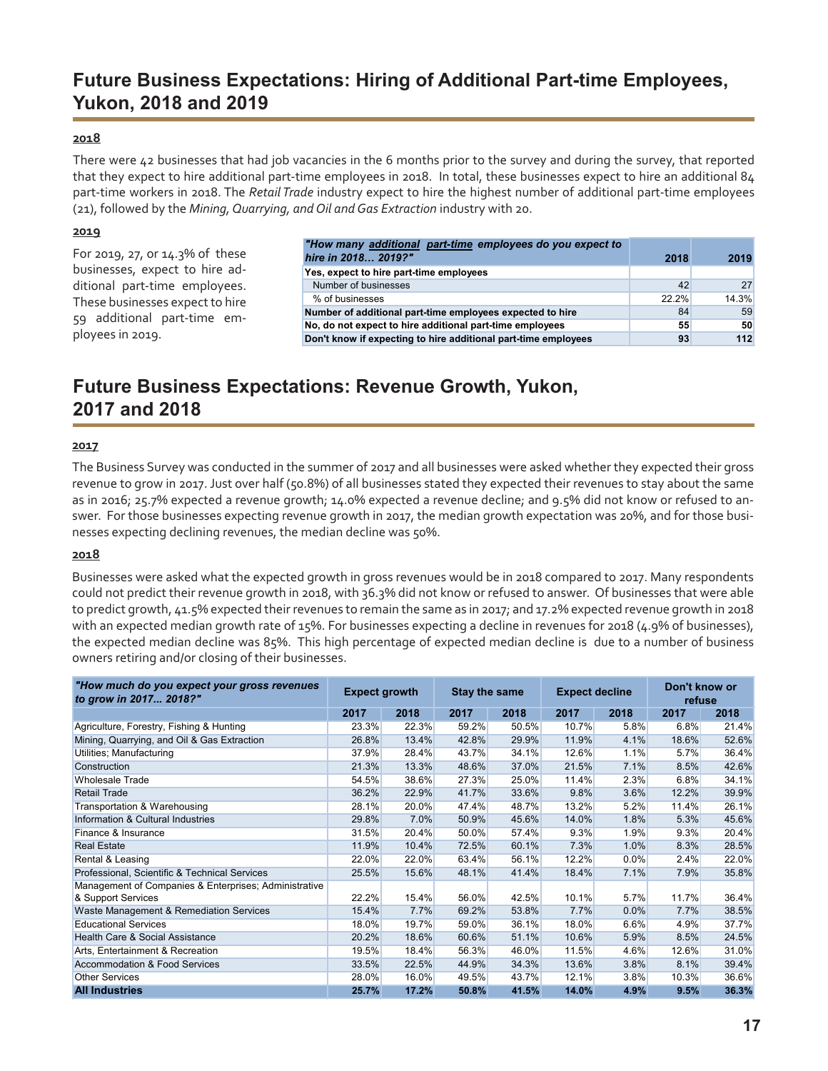## Future Business Expectations: Hiring of Additional Part-time Employees, Yukon, 2018 and 2019

**2018**

There were 42 businesses that had job vacancies in the 6 months prior to the survey and during the survey, that reported that they expect to hire additional part-time employees in 2018. In total, these businesses expect to hire an additional 84 part-time workers in 2018. The *Retail Trade* industry expect to hire the highest number of additional part-time employees (21), followed by the *Mining, Quarrying, and Oil and Gas Extraction* industry with 20.

**2019**

For 2019, 27, or 14.3% of these businesses, expect to hire additional part-time employees. These businesses expect to hire 59 additional part-time employees in 2019.

| *"How many additional part-time employees do you expect to hire in 2018… 2019?"* | 2018 | 2019 |
|---|---|---|
| **Yes, expect to hire part-time employees** | | |
| Number of businesses | 42 | 27 |
| % of businesses | 22.2% | 14.3% |
| **Number of additional part-time employees expected to hire** | 84 | 59 |
| **No, do not expect to hire additional part-time employees** | **55** | **50** |
| **Don't know if expecting to hire additional part-time employees** | **93** | **112** |

## Future Business Expectations: Revenue Growth, Yukon, 2017 and 2018

**2017**

The Business Survey was conducted in the summer of 2017 and all businesses were asked whether they expected their gross revenue to grow in 2017. Just over half (50.8%) of all businesses stated they expected their revenues to stay about the same as in 2016; 25.7% expected a revenue growth; 14.0% expected a revenue decline; and 9.5% did not know or refused to answer. For those businesses expecting revenue growth in 2017, the median growth expectation was 20%, and for those businesses expecting declining revenues, the median decline was 50%.

**2018**

Businesses were asked what the expected growth in gross revenues would be in 2018 compared to 2017. Many respondents could not predict their revenue growth in 2018, with 36.3% did not know or refused to answer. Of businesses that were able to predict growth, 41.5% expected their revenues to remain the same as in 2017; and 17.2% expected revenue growth in 2018 with an expected median growth rate of 15%. For businesses expecting a decline in revenues for 2018 (4.9% of businesses), the expected median decline was 85%. This high percentage of expected median decline is due to a number of business owners retiring and/or closing of their businesses.

| *"How much do you expect your gross revenues to grow in 2017… 2018?"* | Expect growth | | Stay the same | | Expect decline | | Don't know or refuse | |
|---|---|---|---|---|---|---|---|---|
| | 2017 | 2018 | 2017 | 2018 | 2017 | 2018 | 2017 | 2018 |
| Agriculture, Forestry, Fishing & Hunting | 23.3% | 22.3% | 59.2% | 50.5% | 10.7% | 5.8% | 6.8% | 21.4% |
| Mining, Quarrying, and Oil & Gas Extraction | 26.8% | 13.4% | 42.8% | 29.9% | 11.9% | 4.1% | 18.6% | 52.6% |
| Utilities; Manufacturing | 37.9% | 28.4% | 43.7% | 34.1% | 12.6% | 1.1% | 5.7% | 36.4% |
| Construction | 21.3% | 13.3% | 48.6% | 37.0% | 21.5% | 7.1% | 8.5% | 42.6% |
| Wholesale Trade | 54.5% | 38.6% | 27.3% | 25.0% | 11.4% | 2.3% | 6.8% | 34.1% |
| Retail Trade | 36.2% | 22.9% | 41.7% | 33.6% | 9.8% | 3.6% | 12.2% | 39.9% |
| Transportation & Warehousing | 28.1% | 20.0% | 47.4% | 48.7% | 13.2% | 5.2% | 11.4% | 26.1% |
| Information & Cultural Industries | 29.8% | 7.0% | 50.9% | 45.6% | 14.0% | 1.8% | 5.3% | 45.6% |
| Finance & Insurance | 31.5% | 20.4% | 50.0% | 57.4% | 9.3% | 1.9% | 9.3% | 20.4% |
| Real Estate | 11.9% | 10.4% | 72.5% | 60.1% | 7.3% | 1.0% | 8.3% | 28.5% |
| Rental & Leasing | 22.0% | 22.0% | 63.4% | 56.1% | 12.2% | 0.0% | 2.4% | 22.0% |
| Professional, Scientific & Technical Services | 25.5% | 15.6% | 48.1% | 41.4% | 18.4% | 7.1% | 7.9% | 35.8% |
| Management of Companies & Enterprises; Administrative & Support Services | 22.2% | 15.4% | 56.0% | 42.5% | 10.1% | 5.7% | 11.7% | 36.4% |
| Waste Management & Remediation Services | 15.4% | 7.7% | 69.2% | 53.8% | 7.7% | 0.0% | 7.7% | 38.5% |
| Educational Services | 18.0% | 19.7% | 59.0% | 36.1% | 18.0% | 6.6% | 4.9% | 37.7% |
| Health Care & Social Assistance | 20.2% | 18.6% | 60.6% | 51.1% | 10.6% | 5.9% | 8.5% | 24.5% |
| Arts, Entertainment & Recreation | 19.5% | 18.4% | 56.3% | 46.0% | 11.5% | 4.6% | 12.6% | 31.0% |
| Accommodation & Food Services | 33.5% | 22.5% | 44.9% | 34.3% | 13.6% | 3.8% | 8.1% | 39.4% |
| Other Services | 28.0% | 16.0% | 49.5% | 43.7% | 12.1% | 3.8% | 10.3% | 36.6% |
| **All Industries** | **25.7%** | **17.2%** | **50.8%** | **41.5%** | **14.0%** | **4.9%** | **9.5%** | **36.3%** |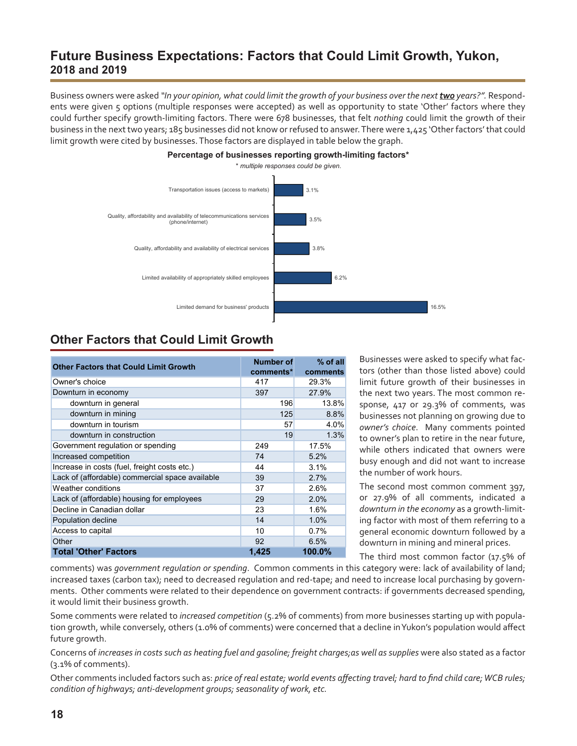# Future Business Expectations: Factors that Could Limit Growth, Yukon, 2018 and 2019

Business owners were asked *"In your opinion, what could limit the growth of your business over the next **two** years?".* Respondents were given 5 options (multiple responses were accepted) as well as opportunity to state 'Other' factors where they could further specify growth-limiting factors. There were 678 businesses, that felt *nothing* could limit the growth of their business in the next two years; 185 businesses did not know or refused to answer. There were 1,425 'Other factors' that could limit growth were cited by businesses. Those factors are displayed in table below the graph.

**Percentage of businesses reporting growth-limiting factors***

*\* multiple responses could be given.*

| Factor | % |
|---|---|
| Transportation issues (access to markets) | 3.1% |
| Quality, affordability and availability of telecommunications services (phone/internet) | 3.5% |
| Quality, affordability and availability of electrical services | 3.8% |
| Limited availability of appropriately skilled employees | 6.2% |
| Limited demand for business' products | 16.5% |

## Other Factors that Could Limit Growth

| Other Factors that Could Limit Growth | Number of comments* | % of all comments |
|---|---|---|
| Owner's choice | 417 | 29.3% |
| Downturn in economy | 397 | 27.9% |
| downturn in general | 196 | 13.8% |
| downturn in mining | 125 | 8.8% |
| downturn in tourism | 57 | 4.0% |
| downturn in construction | 19 | 1.3% |
| Government regulation or spending | 249 | 17.5% |
| Increased competition | 74 | 5.2% |
| Increase in costs (fuel, freight costs etc.) | 44 | 3.1% |
| Lack of (affordable) commercial space available | 39 | 2.7% |
| Weather conditions | 37 | 2.6% |
| Lack of (affordable) housing for employees | 29 | 2.0% |
| Decline in Canadian dollar | 23 | 1.6% |
| Population decline | 14 | 1.0% |
| Access to capital | 10 | 0.7% |
| Other | 92 | 6.5% |
| **Total 'Other' Factors** | **1,425** | **100.0%** |

Businesses were asked to specify what factors (other than those listed above) could limit future growth of their businesses in the next two years. The most common response, 417 or 29.3% of comments, was businesses not planning on growing due to *owner's choice*. Many comments pointed to owner's plan to retire in the near future, while others indicated that owners were busy enough and did not want to increase the number of work hours.

The second most common comment 397, or 27.9% of all comments, indicated a *downturn in the economy* as a growth-limiting factor with most of them referring to a general economic downturn followed by a downturn in mining and mineral prices.

The third most common factor (17.5% of comments) was *government regulation or spending*. Common comments in this category were: lack of availability of land; increased taxes (carbon tax); need to decreased regulation and red-tape; and need to increase local purchasing by governments. Other comments were related to their dependence on government contracts: if governments decreased spending, it would limit their business growth.

Some comments were related to *increased competition* (5.2% of comments) from more businesses starting up with population growth, while conversely, others (1.0% of comments) were concerned that a decline in Yukon's population would affect future growth.

Concerns of *increases in costs such as heating fuel and gasoline; freight charges;as well as supplies* were also stated as a factor (3.1% of comments).

Other comments included factors such as: *price of real estate; world events affecting travel; hard to find child care; WCB rules; condition of highways; anti-development groups; seasonality of work, etc.*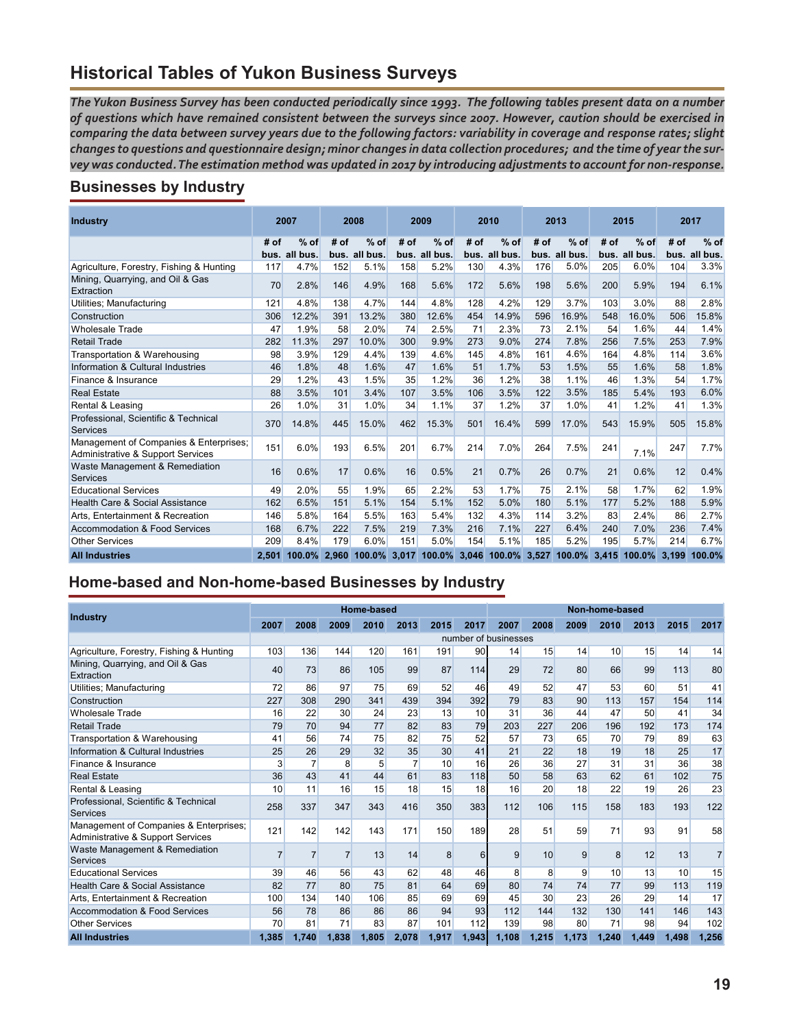# Historical Tables of Yukon Business Surveys

***The Yukon Business Survey has been conducted periodically since 1993. The following tables present data on a number of questions which have remained consistent between the surveys since 2007. However, caution should be exercised in comparing the data between survey years due to the following factors: variability in coverage and response rates; slight changes to questions and questionnaire design; minor changes in data collection procedures; and the time of year the survey was conducted. The estimation method was updated in 2017 by introducing adjustments to account for non-response.***

## Businesses by Industry

| Industry | 2007 | | 2008 | | 2009 | | 2010 | | 2013 | | 2015 | | 2017 | |
|---|---|---|---|---|---|---|---|---|---|---|---|---|---|---|
| | # of bus. | % of all bus. | # of bus. | % of all bus. | # of bus. | % of all bus. | # of bus. | % of all bus. | # of bus. | % of all bus. | # of bus. | % of all bus. | # of bus. | % of all bus. |
| Agriculture, Forestry, Fishing & Hunting | 117 | 4.7% | 152 | 5.1% | 158 | 5.2% | 130 | 4.3% | 176 | 5.0% | 205 | 6.0% | 104 | 3.3% |
| Mining, Quarrying, and Oil & Gas Extraction | 70 | 2.8% | 146 | 4.9% | 168 | 5.6% | 172 | 5.6% | 198 | 5.6% | 200 | 5.9% | 194 | 6.1% |
| Utilities; Manufacturing | 121 | 4.8% | 138 | 4.7% | 144 | 4.8% | 128 | 4.2% | 129 | 3.7% | 103 | 3.0% | 88 | 2.8% |
| Construction | 306 | 12.2% | 391 | 13.2% | 380 | 12.6% | 454 | 14.9% | 596 | 16.9% | 548 | 16.0% | 506 | 15.8% |
| Wholesale Trade | 47 | 1.9% | 58 | 2.0% | 74 | 2.5% | 71 | 2.3% | 73 | 2.1% | 54 | 1.6% | 44 | 1.4% |
| Retail Trade | 282 | 11.3% | 297 | 10.0% | 300 | 9.9% | 273 | 9.0% | 274 | 7.8% | 256 | 7.5% | 253 | 7.9% |
| Transportation & Warehousing | 98 | 3.9% | 129 | 4.4% | 139 | 4.6% | 145 | 4.8% | 161 | 4.6% | 164 | 4.8% | 114 | 3.6% |
| Information & Cultural Industries | 46 | 1.8% | 48 | 1.6% | 47 | 1.6% | 51 | 1.7% | 53 | 1.5% | 55 | 1.6% | 58 | 1.8% |
| Finance & Insurance | 29 | 1.2% | 43 | 1.5% | 35 | 1.2% | 36 | 1.2% | 38 | 1.1% | 46 | 1.3% | 54 | 1.7% |
| Real Estate | 88 | 3.5% | 101 | 3.4% | 107 | 3.5% | 106 | 3.5% | 122 | 3.5% | 185 | 5.4% | 193 | 6.0% |
| Rental & Leasing | 26 | 1.0% | 31 | 1.0% | 34 | 1.1% | 37 | 1.2% | 37 | 1.0% | 41 | 1.2% | 41 | 1.3% |
| Professional, Scientific & Technical Services | 370 | 14.8% | 445 | 15.0% | 462 | 15.3% | 501 | 16.4% | 599 | 17.0% | 543 | 15.9% | 505 | 15.8% |
| Management of Companies & Enterprises; Administrative & Support Services | 151 | 6.0% | 193 | 6.5% | 201 | 6.7% | 214 | 7.0% | 264 | 7.5% | 241 | 7.1% | 247 | 7.7% |
| Waste Management & Remediation Services | 16 | 0.6% | 17 | 0.6% | 16 | 0.5% | 21 | 0.7% | 26 | 0.7% | 21 | 0.6% | 12 | 0.4% |
| Educational Services | 49 | 2.0% | 55 | 1.9% | 65 | 2.2% | 53 | 1.7% | 75 | 2.1% | 58 | 1.7% | 62 | 1.9% |
| Health Care & Social Assistance | 162 | 6.5% | 151 | 5.1% | 154 | 5.1% | 152 | 5.0% | 180 | 5.1% | 177 | 5.2% | 188 | 5.9% |
| Arts, Entertainment & Recreation | 146 | 5.8% | 164 | 5.5% | 163 | 5.4% | 132 | 4.3% | 114 | 3.2% | 83 | 2.4% | 86 | 2.7% |
| Accommodation & Food Services | 168 | 6.7% | 222 | 7.5% | 219 | 7.3% | 216 | 7.1% | 227 | 6.4% | 240 | 7.0% | 236 | 7.4% |
| Other Services | 209 | 8.4% | 179 | 6.0% | 151 | 5.0% | 154 | 5.1% | 185 | 5.2% | 195 | 5.7% | 214 | 6.7% |
| **All Industries** | **2,501** | **100.0%** | **2,960** | **100.0%** | **3,017** | **100.0%** | **3,046** | **100.0%** | **3,527** | **100.0%** | **3,415** | **100.0%** | **3,199** | **100.0%** |

## Home-based and Non-home-based Businesses by Industry

| Industry | Home-based | | | | | | | Non-home-based | | | | | | |
|---|---|---|---|---|---|---|---|---|---|---|---|---|---|---|
| | 2007 | 2008 | 2009 | 2010 | 2013 | 2015 | 2017 | 2007 | 2008 | 2009 | 2010 | 2013 | 2015 | 2017 |
| | number of businesses | | | | | | | | | | | | | |
| Agriculture, Forestry, Fishing & Hunting | 103 | 136 | 144 | 120 | 161 | 191 | 90 | 14 | 15 | 14 | 10 | 15 | 14 | 14 |
| Mining, Quarrying, and Oil & Gas Extraction | 40 | 73 | 86 | 105 | 99 | 87 | 114 | 29 | 72 | 80 | 66 | 99 | 113 | 80 |
| Utilities; Manufacturing | 72 | 86 | 97 | 75 | 69 | 52 | 46 | 49 | 52 | 47 | 53 | 60 | 51 | 41 |
| Construction | 227 | 308 | 290 | 341 | 439 | 394 | 392 | 79 | 83 | 90 | 113 | 157 | 154 | 114 |
| Wholesale Trade | 16 | 22 | 30 | 24 | 23 | 13 | 10 | 31 | 36 | 44 | 47 | 50 | 41 | 34 |
| Retail Trade | 79 | 70 | 94 | 77 | 82 | 83 | 79 | 203 | 227 | 206 | 196 | 192 | 173 | 174 |
| Transportation & Warehousing | 41 | 56 | 74 | 75 | 82 | 75 | 52 | 57 | 73 | 65 | 70 | 79 | 89 | 63 |
| Information & Cultural Industries | 25 | 26 | 29 | 32 | 35 | 30 | 41 | 21 | 22 | 18 | 19 | 18 | 25 | 17 |
| Finance & Insurance | 3 | 7 | 8 | 5 | 7 | 10 | 16 | 26 | 36 | 27 | 31 | 31 | 36 | 38 |
| Real Estate | 36 | 43 | 41 | 44 | 61 | 83 | 118 | 50 | 58 | 63 | 62 | 61 | 102 | 75 |
| Rental & Leasing | 10 | 11 | 16 | 15 | 18 | 15 | 18 | 16 | 20 | 18 | 22 | 19 | 26 | 23 |
| Professional, Scientific & Technical Services | 258 | 337 | 347 | 343 | 416 | 350 | 383 | 112 | 106 | 115 | 158 | 183 | 193 | 122 |
| Management of Companies & Enterprises; Administrative & Support Services | 121 | 142 | 142 | 143 | 171 | 150 | 189 | 28 | 51 | 59 | 71 | 93 | 91 | 58 |
| Waste Management & Remediation Services | 7 | 7 | 7 | 13 | 14 | 8 | 6 | 9 | 10 | 9 | 8 | 12 | 13 | 7 |
| Educational Services | 39 | 46 | 56 | 43 | 62 | 48 | 46 | 8 | 8 | 9 | 10 | 13 | 10 | 15 |
| Health Care & Social Assistance | 82 | 77 | 80 | 75 | 81 | 64 | 69 | 80 | 74 | 74 | 77 | 99 | 113 | 119 |
| Arts, Entertainment & Recreation | 100 | 134 | 140 | 106 | 85 | 69 | 69 | 45 | 30 | 23 | 26 | 29 | 14 | 17 |
| Accommodation & Food Services | 56 | 78 | 86 | 86 | 86 | 94 | 93 | 112 | 144 | 132 | 130 | 141 | 146 | 143 |
| Other Services | 70 | 81 | 71 | 83 | 87 | 101 | 112 | 139 | 98 | 80 | 71 | 98 | 94 | 102 |
| **All Industries** | **1,385** | **1,740** | **1,838** | **1,805** | **2,078** | **1,917** | **1,943** | **1,108** | **1,215** | **1,173** | **1,240** | **1,449** | **1,498** | **1,256** |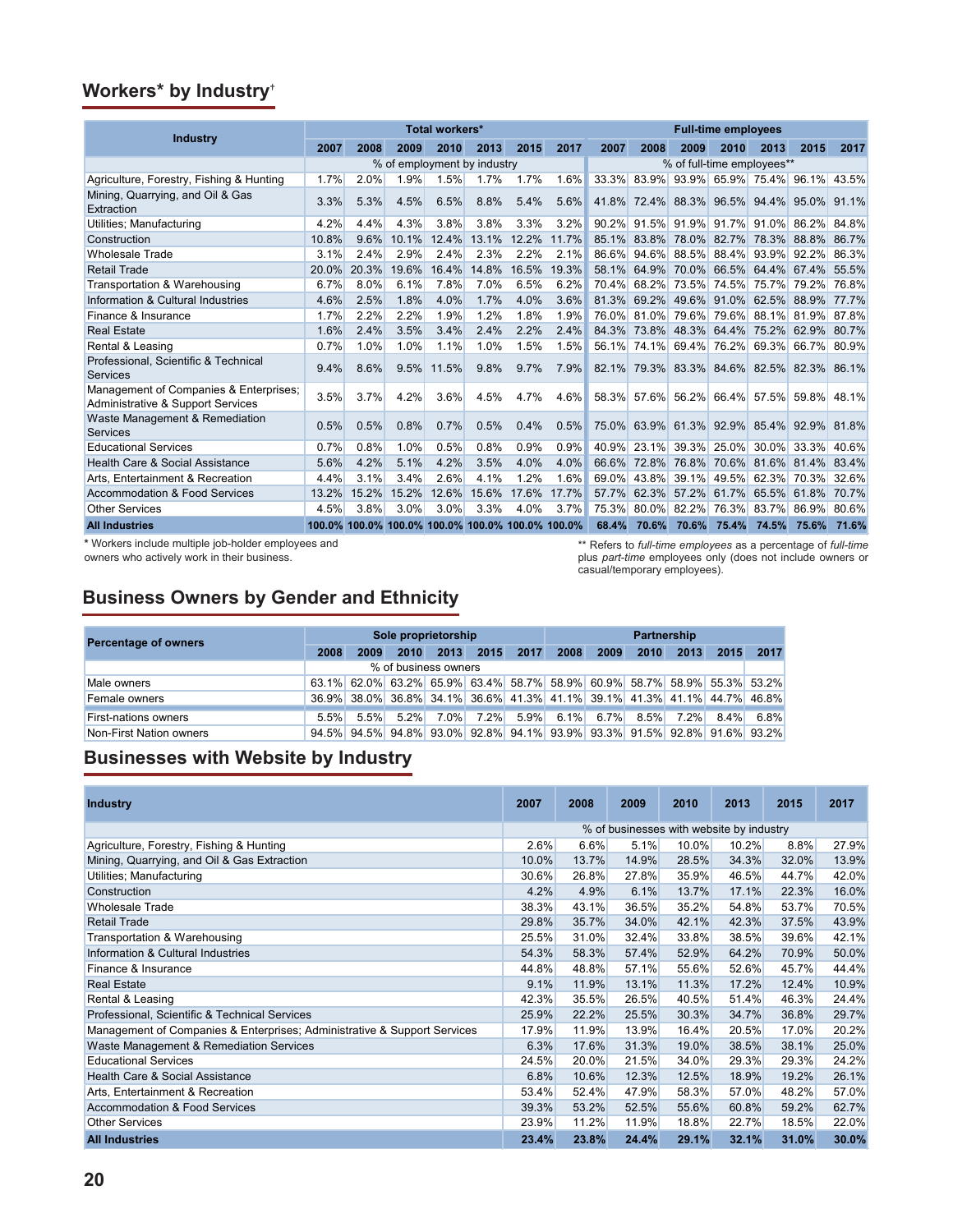## Workers* by Industry[†]

| Industry | Total workers* | | | | | | | Full-time employees | | | | | | |
|---|---|---|---|---|---|---|---|---|---|---|---|---|---|---|
| | 2007 | 2008 | 2009 | 2010 | 2013 | 2015 | 2017 | 2007 | 2008 | 2009 | 2010 | 2013 | 2015 | 2017 |
| | % of employment by industry | | | | | | | % of full-time employees** | | | | | | |
| Agriculture, Forestry, Fishing & Hunting | 1.7% | 2.0% | 1.9% | 1.5% | 1.7% | 1.7% | 1.6% | 33.3% | 83.9% | 93.9% | 65.9% | 75.4% | 96.1% | 43.5% |
| Mining, Quarrying, and Oil & Gas Extraction | 3.3% | 5.3% | 4.5% | 6.5% | 8.8% | 5.4% | 5.6% | 41.8% | 72.4% | 88.3% | 96.5% | 94.4% | 95.0% | 91.1% |
| Utilities; Manufacturing | 4.2% | 4.4% | 4.3% | 3.8% | 3.8% | 3.3% | 3.2% | 90.2% | 91.5% | 91.9% | 91.7% | 91.0% | 86.2% | 84.8% |
| Construction | 10.8% | 9.6% | 10.1% | 12.4% | 13.1% | 12.2% | 11.7% | 85.1% | 83.8% | 78.0% | 82.7% | 78.3% | 88.8% | 86.7% |
| Wholesale Trade | 3.1% | 2.4% | 2.9% | 2.4% | 2.3% | 2.2% | 2.1% | 86.6% | 94.6% | 88.5% | 88.4% | 93.9% | 92.2% | 86.3% |
| Retail Trade | 20.0% | 20.3% | 19.6% | 16.4% | 14.8% | 16.5% | 19.3% | 58.1% | 64.9% | 70.0% | 66.5% | 64.4% | 67.4% | 55.5% |
| Transportation & Warehousing | 6.7% | 8.0% | 6.1% | 7.8% | 7.0% | 6.5% | 6.2% | 70.4% | 68.2% | 73.5% | 74.5% | 75.7% | 79.2% | 76.8% |
| Information & Cultural Industries | 4.6% | 2.5% | 1.8% | 4.0% | 1.7% | 4.0% | 3.6% | 81.3% | 69.2% | 49.6% | 91.0% | 62.5% | 88.9% | 77.7% |
| Finance & Insurance | 1.7% | 2.2% | 2.2% | 1.9% | 1.2% | 1.8% | 1.9% | 76.0% | 81.0% | 79.6% | 79.6% | 88.1% | 81.9% | 87.8% |
| Real Estate | 1.6% | 2.4% | 3.5% | 3.4% | 2.4% | 2.2% | 2.4% | 84.3% | 73.8% | 48.3% | 64.4% | 75.2% | 62.9% | 80.7% |
| Rental & Leasing | 0.7% | 1.0% | 1.0% | 1.1% | 1.0% | 1.5% | 1.5% | 56.1% | 74.1% | 69.4% | 76.2% | 69.3% | 66.7% | 80.9% |
| Professional, Scientific & Technical Services | 9.4% | 8.6% | 9.5% | 11.5% | 9.8% | 9.7% | 7.9% | 82.1% | 79.3% | 83.3% | 84.6% | 82.5% | 82.3% | 86.1% |
| Management of Companies & Enterprises; Administrative & Support Services | 3.5% | 3.7% | 4.2% | 3.6% | 4.5% | 4.7% | 4.6% | 58.3% | 57.6% | 56.2% | 66.4% | 57.5% | 59.8% | 48.1% |
| Waste Management & Remediation Services | 0.5% | 0.5% | 0.8% | 0.7% | 0.5% | 0.4% | 0.5% | 75.0% | 63.9% | 61.3% | 92.9% | 85.4% | 92.9% | 81.8% |
| Educational Services | 0.7% | 0.8% | 1.0% | 0.5% | 0.8% | 0.9% | 0.9% | 40.9% | 23.1% | 39.3% | 25.0% | 30.0% | 33.3% | 40.6% |
| Health Care & Social Assistance | 5.6% | 4.2% | 5.1% | 4.2% | 3.5% | 4.0% | 4.0% | 66.6% | 72.8% | 76.8% | 70.6% | 81.6% | 81.4% | 83.4% |
| Arts, Entertainment & Recreation | 4.4% | 3.1% | 3.4% | 2.6% | 4.1% | 1.2% | 1.6% | 69.0% | 43.8% | 39.1% | 49.5% | 62.3% | 70.3% | 32.6% |
| Accommodation & Food Services | 13.2% | 15.2% | 15.2% | 12.6% | 15.6% | 17.6% | 17.7% | 57.7% | 62.3% | 57.2% | 61.7% | 65.5% | 61.8% | 70.7% |
| Other Services | 4.5% | 3.8% | 3.0% | 3.0% | 3.3% | 4.0% | 3.7% | 75.3% | 80.0% | 82.2% | 76.3% | 83.7% | 86.9% | 80.6% |
| **All Industries** | **100.0%** | **100.0%** | **100.0%** | **100.0%** | **100.0%** | **100.0%** | **100.0%** | **68.4%** | **70.6%** | **70.6%** | **75.4%** | **74.5%** | **75.6%** | **71.6%** |

**\*** Workers include multiple job-holder employees and owners who actively work in their business.

** Refers to *full-time employees* as a percentage of *full-time* plus *part-time* employees only (does not include owners or casual/temporary employees).

## Business Owners by Gender and Ethnicity

| Percentage of owners | Sole proprietorship | | | | | | Partnership | | | | | |
|---|---|---|---|---|---|---|---|---|---|---|---|---|
| | 2008 | 2009 | 2010 | 2013 | 2015 | 2017 | 2008 | 2009 | 2010 | 2013 | 2015 | 2017 |
| | % of business owners | | | | | | | | | | | |
| Male owners | 63.1% | 62.0% | 63.2% | 65.9% | 63.4% | 58.7% | 58.9% | 60.9% | 58.7% | 58.9% | 55.3% | 53.2% |
| Female owners | 36.9% | 38.0% | 36.8% | 34.1% | 36.6% | 41.3% | 41.1% | 39.1% | 41.3% | 41.1% | 44.7% | 46.8% |
| First-nations owners | 5.5% | 5.5% | 5.2% | 7.0% | 7.2% | 5.9% | 6.1% | 6.7% | 8.5% | 7.2% | 8.4% | 6.8% |
| Non-First Nation owners | 94.5% | 94.5% | 94.8% | 93.0% | 92.8% | 94.1% | 93.9% | 93.3% | 91.5% | 92.8% | 91.6% | 93.2% |

## Businesses with Website by Industry

| Industry | 2007 | 2008 | 2009 | 2010 | 2013 | 2015 | 2017 |
|---|---|---|---|---|---|---|---|
| | % of businesses with website by industry | | | | | | |
| Agriculture, Forestry, Fishing & Hunting | 2.6% | 6.6% | 5.1% | 10.0% | 10.2% | 8.8% | 27.9% |
| Mining, Quarrying, and Oil & Gas Extraction | 10.0% | 13.7% | 14.9% | 28.5% | 34.3% | 32.0% | 13.9% |
| Utilities; Manufacturing | 30.6% | 26.8% | 27.8% | 35.9% | 46.5% | 44.7% | 42.0% |
| Construction | 4.2% | 4.9% | 6.1% | 13.7% | 17.1% | 22.3% | 16.0% |
| Wholesale Trade | 38.3% | 43.1% | 36.5% | 35.2% | 54.8% | 53.7% | 70.5% |
| Retail Trade | 29.8% | 35.7% | 34.0% | 42.1% | 42.3% | 37.5% | 43.9% |
| Transportation & Warehousing | 25.5% | 31.0% | 32.4% | 33.8% | 38.5% | 39.6% | 42.1% |
| Information & Cultural Industries | 54.3% | 58.3% | 57.4% | 52.9% | 64.2% | 70.9% | 50.0% |
| Finance & Insurance | 44.8% | 48.8% | 57.1% | 55.6% | 52.6% | 45.7% | 44.4% |
| Real Estate | 9.1% | 11.9% | 13.1% | 11.3% | 17.2% | 12.4% | 10.9% |
| Rental & Leasing | 42.3% | 35.5% | 26.5% | 40.5% | 51.4% | 46.3% | 24.4% |
| Professional, Scientific & Technical Services | 25.9% | 22.2% | 25.5% | 30.3% | 34.7% | 36.8% | 29.7% |
| Management of Companies & Enterprises; Administrative & Support Services | 17.9% | 11.9% | 13.9% | 16.4% | 20.5% | 17.0% | 20.2% |
| Waste Management & Remediation Services | 6.3% | 17.6% | 31.3% | 19.0% | 38.5% | 38.1% | 25.0% |
| Educational Services | 24.5% | 20.0% | 21.5% | 34.0% | 29.3% | 29.3% | 24.2% |
| Health Care & Social Assistance | 6.8% | 10.6% | 12.3% | 12.5% | 18.9% | 19.2% | 26.1% |
| Arts, Entertainment & Recreation | 53.4% | 52.4% | 47.9% | 58.3% | 57.0% | 48.2% | 57.0% |
| Accommodation & Food Services | 39.3% | 53.2% | 52.5% | 55.6% | 60.8% | 59.2% | 62.7% |
| Other Services | 23.9% | 11.2% | 11.9% | 18.8% | 22.7% | 18.5% | 22.0% |
| **All Industries** | **23.4%** | **23.8%** | **24.4%** | **29.1%** | **32.1%** | **31.0%** | **30.0%** |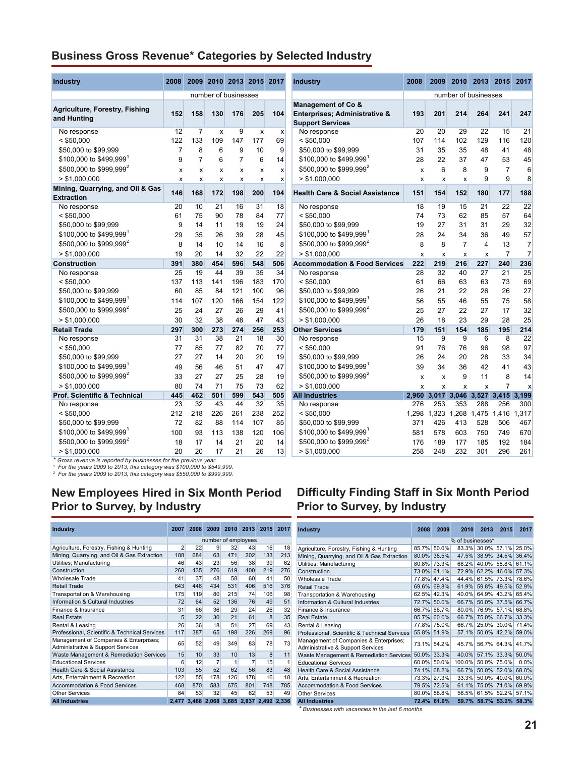## Business Gross Revenue* Categories by Selected Industry

| Industry | 2008 | 2009 | 2010 | 2013 | 2015 | 2017 |
|---|---|---|---|---|---|---|
| | number of businesses | | | | | |
| **Agriculture, Forestry, Fishing and Hunting** | **152** | **158** | **130** | **176** | **205** | **104** |
| No response | 12 | 7 | x | 9 | x | x |
| < $50,000 | 122 | 133 | 109 | 147 | 177 | 69 |
| $50,000 to $99,999 | 7 | 8 | 6 | 9 | 10 | 9 |
| $100,000 to $499,999[1] | 9 | 7 | 6 | 7 | 6 | 14 |
| $500,000 to $999,999[2] | x | x | x | x | x | x |
| > $1,000,000 | x | x | x | x | x | x |
| **Mining, Quarrying, and Oil & Gas Extraction** | **146** | **168** | **172** | **198** | **200** | **194** |
| No response | 20 | 10 | 21 | 16 | 31 | 18 |
| < $50,000 | 61 | 75 | 90 | 78 | 84 | 77 |
| $50,000 to $99,999 | 9 | 14 | 11 | 19 | 19 | 24 |
| $100,000 to $499,999[1] | 29 | 35 | 26 | 39 | 28 | 45 |
| $500,000 to $999,999[2] | 8 | 14 | 10 | 14 | 16 | 8 |
| > $1,000,000 | 19 | 20 | 14 | 32 | 22 | 22 |
| **Construction** | **391** | **380** | **454** | **596** | **548** | **506** |
| No response | 25 | 19 | 44 | 39 | 35 | 34 |
| < $50,000 | 137 | 113 | 141 | 196 | 183 | 170 |
| $50,000 to $99,999 | 60 | 85 | 84 | 121 | 100 | 96 |
| $100,000 to $499,999[1] | 114 | 107 | 120 | 166 | 154 | 122 |
| $500,000 to $999,999[2] | 25 | 24 | 27 | 26 | 29 | 41 |
| > $1,000,000 | 30 | 32 | 38 | 48 | 47 | 43 |
| **Retail Trade** | **297** | **300** | **273** | **274** | **256** | **253** |
| No response | 31 | 31 | 38 | 21 | 18 | 30 |
| < $50,000 | 77 | 85 | 77 | 82 | 70 | 77 |
| $50,000 to $99,999 | 27 | 27 | 14 | 20 | 20 | 19 |
| $100,000 to $499,999[1] | 49 | 56 | 46 | 51 | 47 | 47 |
| $500,000 to $999,999[2] | 33 | 27 | 27 | 25 | 28 | 19 |
| > $1,000,000 | 80 | 74 | 71 | 75 | 73 | 62 |
| **Prof. Scientific & Technical** | **445** | **462** | **501** | **599** | **543** | **505** |
| No response | 23 | 32 | 43 | 44 | 32 | 35 |
| < $50,000 | 212 | 218 | 226 | 261 | 238 | 252 |
| $50,000 to $99,999 | 72 | 82 | 88 | 114 | 107 | 85 |
| $100,000 to $499,999[1] | 100 | 93 | 113 | 138 | 120 | 106 |
| $500,000 to $999,999[2] | 18 | 17 | 14 | 21 | 20 | 14 |
| > $1,000,000 | 20 | 20 | 17 | 21 | 26 | 13 |
| **Management of Co & Enterprises; Administrative & Support Services** | **193** | **201** | **214** | **264** | **241** | **247** |
| No response | 20 | 20 | 29 | 22 | 15 | 21 |
| < $50,000 | 107 | 114 | 102 | 129 | 116 | 120 |
| $50,000 to $99,999 | 31 | 35 | 35 | 48 | 41 | 48 |
| $100,000 to $499,999[1] | 28 | 22 | 37 | 47 | 53 | 45 |
| $500,000 to $999,999[2] | x | 6 | 8 | 9 | 7 | 6 |
| > $1,000,000 | x | x | x | 9 | 9 | 8 |
| **Health Care & Social Assistance** | **151** | **154** | **152** | **180** | **177** | **188** |
| No response | 18 | 19 | 15 | 21 | 22 | 22 |
| < $50,000 | 74 | 73 | 62 | 85 | 57 | 64 |
| $50,000 to $99,999 | 19 | 27 | 31 | 31 | 29 | 32 |
| $100,000 to $499,999[1] | 28 | 24 | 34 | 36 | 49 | 57 |
| $500,000 to $999,999[2] | 8 | 8 | 7 | 4 | 13 | 7 |
| > $1,000,000 | x | x | x | x | 7 | 7 |
| **Accommodation & Food Services** | **222** | **219** | **216** | **227** | **240** | **236** |
| No response | 28 | 32 | 40 | 27 | 21 | 25 |
| < $50,000 | 61 | 66 | 63 | 63 | 73 | 69 |
| $50,000 to $99,999 | 26 | 21 | 22 | 26 | 26 | 27 |
| $100,000 to $499,999[1] | 56 | 55 | 46 | 55 | 75 | 58 |
| $500,000 to $999,999[2] | 25 | 27 | 22 | 27 | 17 | 32 |
| > $1,000,000 | 26 | 18 | 23 | 29 | 28 | 25 |
| **Other Services** | **179** | **151** | **154** | **185** | **195** | **214** |
| No response | 15 | 9 | 9 | 6 | 8 | 22 |
| < $50,000 | 91 | 76 | 76 | 96 | 98 | 97 |
| $50,000 to $99,999 | 26 | 24 | 20 | 28 | 33 | 34 |
| $100,000 to $499,999[1] | 39 | 34 | 36 | 42 | 41 | 43 |
| $500,000 to $999,999[2] | x | x | 9 | 11 | 8 | 14 |
| > $1,000,000 | x | x | x | x | 7 | x |
| **All Industries** | **2,960** | **3,017** | **3,046** | **3,527** | **3,415** | **3,199** |
| No response | 276 | 253 | 353 | 288 | 256 | 300 |
| < $50,000 | 1,298 | 1,323 | 1,268 | 1,475 | 1,416 | 1,317 |
| $50,000 to $99,999 | 371 | 426 | 413 | 528 | 506 | 467 |
| $100,000 to $499,999[1] | 581 | 578 | 603 | 750 | 749 | 670 |
| $500,000 to $999,999[2] | 176 | 189 | 177 | 185 | 192 | 184 |
| > $1,000,000 | 258 | 248 | 232 | 301 | 296 | 261 |

*\* Gross revenue is reported by businesses for the previous year.*
*[1] For the years 2009 to 2013, this category was $100,000 to $549,999.*
*[2] For the years 2009 to 2013, this category was $550,000 to $999,999.*

## New Employees Hired in Six Month Period Prior to Survey, by Industry

| Industry | 2007 | 2008 | 2009 | 2010 | 2013 | 2015 | 2017 |
|---|---|---|---|---|---|---|---|
| | number of employees | | | | | | |
| Agriculture, Forestry, Fishing & Hunting | 2 | 22 | 9 | 32 | 43 | 16 | 18 |
| Mining, Quarrying, and Oil & Gas Extraction | 188 | 684 | 63 | 471 | 202 | 133 | 213 |
| Utilities; Manufacturing | 46 | 43 | 23 | 56 | 38 | 39 | 62 |
| Construction | 268 | 435 | 276 | 619 | 400 | 219 | 276 |
| Wholesale Trade | 41 | 37 | 48 | 58 | 60 | 41 | 50 |
| Retail Trade | 643 | 446 | 434 | 531 | 406 | 516 | 376 |
| Transportation & Warehousing | 175 | 119 | 80 | 215 | 74 | 106 | 98 |
| Information & Cultural Industries | 72 | 64 | 52 | 136 | 76 | 49 | 51 |
| Finance & Insurance | 31 | 66 | 36 | 29 | 24 | 26 | 32 |
| Real Estate | 5 | 22 | 30 | 21 | 61 | 8 | 35 |
| Rental & Leasing | 26 | 36 | 18 | 51 | 27 | 69 | 43 |
| Professional, Scientific & Technical Services | 117 | 387 | 65 | 198 | 226 | 269 | 96 |
| Management of Companies & Enterprises; Administrative & Support Services | 65 | 52 | 49 | 349 | 83 | 78 | 73 |
| Waste Management & Remediation Services | 15 | 10 | 33 | 10 | 13 | 8 | 11 |
| Educational Services | 6 | 12 | 7 | 1 | 7 | 15 | 1 |
| Health Care & Social Assistance | 103 | 55 | 52 | 62 | 56 | 83 | 48 |
| Arts, Entertainment & Recreation | 122 | 55 | 178 | 126 | 178 | 16 | 18 |
| Accommodation & Food Services | 468 | 870 | 583 | 675 | 801 | 748 | 785 |
| Other Services | 84 | 53 | 32 | 45 | 62 | 53 | 49 |
| **All Industries** | **2,477** | **3,468** | **2,068** | **3,685** | **2,837** | **2,492** | **2,336** |

## Difficulty Finding Staff in Six Month Period Prior to Survey, by Industry

| Industry | 2008 | 2009 | 2010 | 2013 | 2015 | 2017 |
|---|---|---|---|---|---|---|
| | % of businesses* | | | | | |
| Agriculture, Forestry, Fishing & Hunting | 85.7% | 50.0% | 83.3% | 30.0% | 57.1% | 25.0% |
| Mining, Quarrying, and Oil & Gas Extraction | 80.0% | 38.5% | 47.5% | 38.9% | 34.5% | 36.4% |
| Utilities; Manufacturing | 80.8% | 73.3% | 68.2% | 40.0% | 58.8% | 61.1% |
| Construction | 73.0% | 61.1% | 72.9% | 62.2% | 46.0% | 57.3% |
| Wholesale Trade | 77.8% | 47.4% | 44.4% | 61.5% | 73.3% | 78.6% |
| Retail Trade | 69.6% | 69.8% | 61.9% | 59.8% | 49.5% | 52.9% |
| Transportation & Warehousing | 62.5% | 42.3% | 40.0% | 64.9% | 43.2% | 65.4% |
| Information & Cultural Industries | 72.7% | 50.0% | 66.7% | 50.0% | 37.5% | 66.7% |
| Finance & Insurance | 66.7% | 66.7% | 80.0% | 76.9% | 57.1% | 68.8% |
| Real Estate | 85.7% | 60.0% | 66.7% | 75.0% | 66.7% | 33.3% |
| Rental & Leasing | 77.8% | 75.0% | 66.7% | 25.0% | 30.0% | 71.4% |
| Professional, Scientific & Technical Services | 55.8% | 51.9% | 57.1% | 50.0% | 42.2% | 59.0% |
| Management of Companies & Enterprises; Administrative & Support Services | 73.1% | 54.2% | 45.7% | 56.7% | 64.3% | 41.7% |
| Waste Management & Remediation Services | 50.0% | 33.3% | 40.0% | 57.1% | 33.3% | 50.0% |
| Educational Services | 60.0% | 50.0% | 100.0% | 50.0% | 75.0% | 0.0% |
| Health Care & Social Assistance | 74.1% | 68.2% | 66.7% | 50.0% | 52.0% | 68.0% |
| Arts, Entertainment & Recreation | 73.3% | 27.3% | 33.3% | 50.0% | 40.0% | 60.0% |
| Accommodation & Food Services | 79.5% | 72.5% | 61.1% | 75.0% | 71.0% | 69.9% |
| Other Services | 80.0% | 58.8% | 80.0% | 61.5% | 52.2% | 57.1% |
| **All Industries** | **72.4%** | **61.0%** | **59.7%** | **58.7%** | **53.2%** | **58.3%** |

*\* Businesses with vacancies in the last 6 months*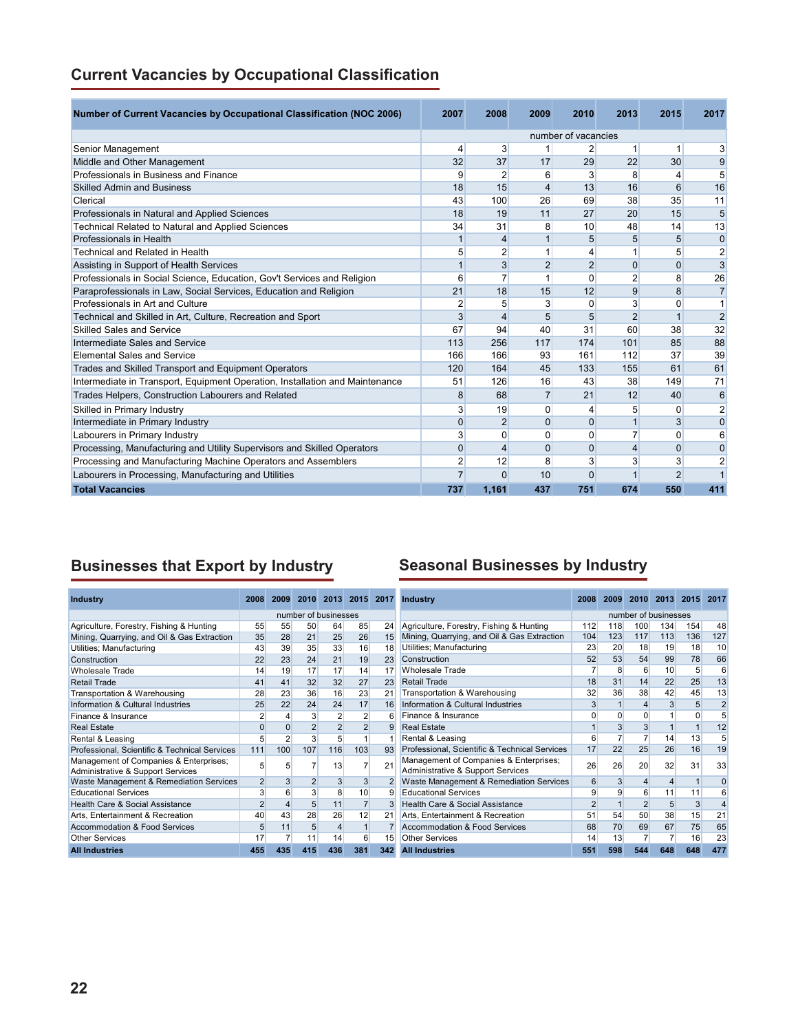## Current Vacancies by Occupational Classification

| Number of Current Vacancies by Occupational Classification (NOC 2006) | 2007 | 2008 | 2009 | 2010 | 2013 | 2015 | 2017 |
|---|---|---|---|---|---|---|---|
| | number of vacancies | | | | | | |
| Senior Management | 4 | 3 | 1 | 2 | 1 | 1 | 3 |
| Middle and Other Management | 32 | 37 | 17 | 29 | 22 | 30 | 9 |
| Professionals in Business and Finance | 9 | 2 | 6 | 3 | 8 | 4 | 5 |
| Skilled Admin and Business | 18 | 15 | 4 | 13 | 16 | 6 | 16 |
| Clerical | 43 | 100 | 26 | 69 | 38 | 35 | 11 |
| Professionals in Natural and Applied Sciences | 18 | 19 | 11 | 27 | 20 | 15 | 5 |
| Technical Related to Natural and Applied Sciences | 34 | 31 | 8 | 10 | 48 | 14 | 13 |
| Professionals in Health | 1 | 4 | 1 | 5 | 5 | 5 | 0 |
| Technical and Related in Health | 5 | 2 | 1 | 4 | 1 | 5 | 2 |
| Assisting in Support of Health Services | 1 | 3 | 2 | 2 | 0 | 0 | 3 |
| Professionals in Social Science, Education, Gov't Services and Religion | 6 | 7 | 1 | 0 | 2 | 8 | 26 |
| Paraprofessionals in Law, Social Services, Education and Religion | 21 | 18 | 15 | 12 | 9 | 8 | 7 |
| Professionals in Art and Culture | 2 | 5 | 3 | 0 | 3 | 0 | 1 |
| Technical and Skilled in Art, Culture, Recreation and Sport | 3 | 4 | 5 | 5 | 2 | 1 | 2 |
| Skilled Sales and Service | 67 | 94 | 40 | 31 | 60 | 38 | 32 |
| Intermediate Sales and Service | 113 | 256 | 117 | 174 | 101 | 85 | 88 |
| Elemental Sales and Service | 166 | 166 | 93 | 161 | 112 | 37 | 39 |
| Trades and Skilled Transport and Equipment Operators | 120 | 164 | 45 | 133 | 155 | 61 | 61 |
| Intermediate in Transport, Equipment Operation, Installation and Maintenance | 51 | 126 | 16 | 43 | 38 | 149 | 71 |
| Trades Helpers, Construction Labourers and Related | 8 | 68 | 7 | 21 | 12 | 40 | 6 |
| Skilled in Primary Industry | 3 | 19 | 0 | 4 | 5 | 0 | 2 |
| Intermediate in Primary Industry | 0 | 2 | 0 | 0 | 1 | 3 | 0 |
| Labourers in Primary Industry | 3 | 0 | 0 | 0 | 7 | 0 | 6 |
| Processing, Manufacturing and Utility Supervisors and Skilled Operators | 0 | 4 | 0 | 0 | 4 | 0 | 0 |
| Processing and Manufacturing Machine Operators and Assemblers | 2 | 12 | 8 | 3 | 3 | 3 | 2 |
| Labourers in Processing, Manufacturing and Utilities | 7 | 0 | 10 | 0 | 1 | 2 | 1 |
| **Total Vacancies** | **737** | **1,161** | **437** | **751** | **674** | **550** | **411** |

## Businesses that Export by Industry

| Industry | 2008 | 2009 | 2010 | 2013 | 2015 | 2017 |
|---|---|---|---|---|---|---|
| | number of businesses | | | | | |
| Agriculture, Forestry, Fishing & Hunting | 55 | 55 | 50 | 64 | 85 | 24 |
| Mining, Quarrying, and Oil & Gas Extraction | 35 | 28 | 21 | 25 | 26 | 15 |
| Utilities; Manufacturing | 43 | 39 | 35 | 33 | 16 | 18 |
| Construction | 22 | 23 | 24 | 21 | 19 | 23 |
| Wholesale Trade | 14 | 19 | 17 | 17 | 14 | 17 |
| Retail Trade | 41 | 41 | 32 | 32 | 27 | 23 |
| Transportation & Warehousing | 28 | 23 | 36 | 16 | 23 | 21 |
| Information & Cultural Industries | 25 | 22 | 24 | 24 | 17 | 16 |
| Finance & Insurance | 2 | 4 | 3 | 2 | 2 | 6 |
| Real Estate | 0 | 0 | 2 | 2 | 2 | 9 |
| Rental & Leasing | 5 | 2 | 3 | 5 | 1 | 1 |
| Professional, Scientific & Technical Services | 111 | 100 | 107 | 116 | 103 | 93 |
| Management of Companies & Enterprises; Administrative & Support Services | 5 | 5 | 7 | 13 | 7 | 21 |
| Waste Management & Remediation Services | 2 | 3 | 2 | 3 | 3 | 2 |
| Educational Services | 3 | 6 | 3 | 8 | 10 | 9 |
| Health Care & Social Assistance | 2 | 4 | 5 | 11 | 7 | 3 |
| Arts, Entertainment & Recreation | 40 | 43 | 28 | 26 | 12 | 21 |
| Accommodation & Food Services | 5 | 11 | 5 | 4 | 1 | 7 |
| Other Services | 17 | 7 | 11 | 14 | 6 | 15 |
| **All Industries** | **455** | **435** | **415** | **436** | **381** | **342** |

## Seasonal Businesses by Industry

| Industry | 2008 | 2009 | 2010 | 2013 | 2015 | 2017 |
|---|---|---|---|---|---|---|
| | number of businesses | | | | | |
| Agriculture, Forestry, Fishing & Hunting | 112 | 118 | 100 | 134 | 154 | 48 |
| Mining, Quarrying, and Oil & Gas Extraction | 104 | 123 | 117 | 113 | 136 | 127 |
| Utilities; Manufacturing | 23 | 20 | 18 | 19 | 18 | 10 |
| Construction | 52 | 53 | 54 | 99 | 78 | 66 |
| Wholesale Trade | 7 | 8 | 6 | 10 | 5 | 6 |
| Retail Trade | 18 | 31 | 14 | 22 | 25 | 13 |
| Transportation & Warehousing | 32 | 36 | 38 | 42 | 45 | 13 |
| Information & Cultural Industries | 3 | 1 | 4 | 3 | 5 | 2 |
| Finance & Insurance | 0 | 0 | 0 | 1 | 0 | 5 |
| Real Estate | 1 | 3 | 3 | 1 | 1 | 12 |
| Rental & Leasing | 6 | 7 | 7 | 14 | 13 | 5 |
| Professional, Scientific & Technical Services | 17 | 22 | 25 | 26 | 16 | 19 |
| Management of Companies & Enterprises; Administrative & Support Services | 26 | 26 | 20 | 32 | 31 | 33 |
| Waste Management & Remediation Services | 6 | 3 | 4 | 4 | 1 | 0 |
| Educational Services | 9 | 9 | 6 | 11 | 11 | 6 |
| Health Care & Social Assistance | 2 | 1 | 2 | 5 | 3 | 4 |
| Arts, Entertainment & Recreation | 51 | 54 | 50 | 38 | 15 | 21 |
| Accommodation & Food Services | 68 | 70 | 69 | 67 | 75 | 65 |
| Other Services | 14 | 13 | 7 | 7 | 16 | 23 |
| **All Industries** | **551** | **598** | **544** | **648** | **648** | **477** |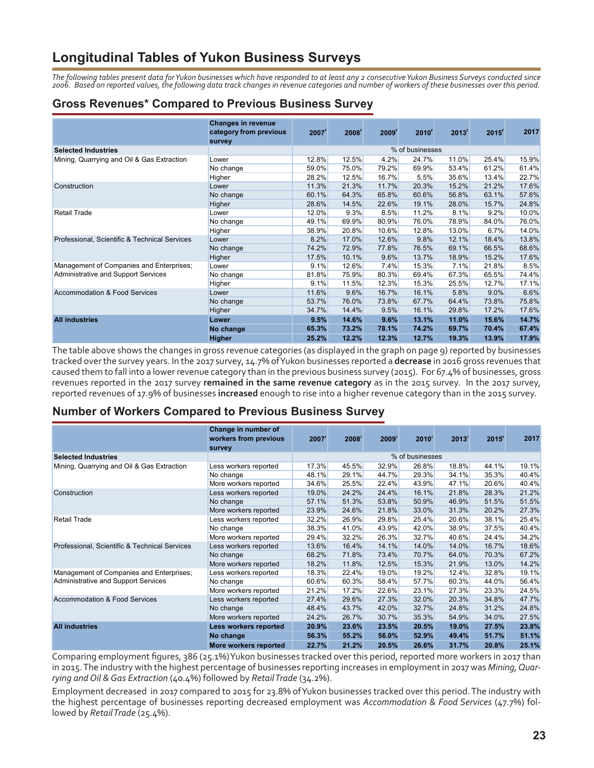# Longitudinal Tables of Yukon Business Surveys

*The following tables present data for Yukon businesses which have responded to at least any 2 consecutive Yukon Business Surveys conducted since 2006. Based on reported values, the following data track changes in revenue categories and number of workers of these businesses over this period.*

## Gross Revenues* Compared to Previous Business Survey

| | Changes in revenue category from previous survey | 2007r | 2008r | 2009r | 2010r | 2013r | 2015r | 2017 |
|---|---|---|---|---|---|---|---|---|
| **Selected Industries** | | % of businesses | | | | | | |
| Mining, Quarrying and Oil & Gas Extraction | Lower | 12.8% | 12.5% | 4.2% | 24.7% | 11.0% | 25.4% | 15.9% |
| | No change | 59.0% | 75.0% | 79.2% | 69.9% | 53.4% | 61.2% | 61.4% |
| | Higher | 28.2% | 12.5% | 16.7% | 5.5% | 35.6% | 13.4% | 22.7% |
| Construction | Lower | 11.3% | 21.3% | 11.7% | 20.3% | 15.2% | 21.2% | 17.6% |
| | No change | 60.1% | 64.3% | 65.8% | 60.6% | 56.8% | 63.1% | 57.6% |
| | Higher | 28.6% | 14.5% | 22.6% | 19.1% | 28.0% | 15.7% | 24.8% |
| Retail Trade | Lower | 12.0% | 9.3% | 8.5% | 11.2% | 8.1% | 9.2% | 10.0% |
| | No change | 49.1% | 69.9% | 80.9% | 76.0% | 78.9% | 84.0% | 76.0% |
| | Higher | 38.9% | 20.8% | 10.6% | 12.8% | 13.0% | 6.7% | 14.0% |
| Professional, Scientific & Technical Services | Lower | 8.2% | 17.0% | 12.6% | 9.8% | 12.1% | 18.4% | 13.8% |
| | No change | 74.2% | 72.9% | 77.8% | 76.5% | 69.1% | 66.5% | 68.6% |
| | Higher | 17.5% | 10.1% | 9.6% | 13.7% | 18.9% | 15.2% | 17.6% |
| Management of Companies and Enterprises; Administrative and Support Services | Lower | 9.1% | 12.6% | 7.4% | 15.3% | 7.1% | 21.8% | 8.5% |
| | No change | 81.8% | 75.9% | 80.3% | 69.4% | 67.3% | 65.5% | 74.4% |
| | Higher | 9.1% | 11.5% | 12.3% | 15.3% | 25.5% | 12.7% | 17.1% |
| Accommodation & Food Services | Lower | 11.6% | 9.6% | 16.7% | 16.1% | 5.8% | 9.0% | 6.6% |
| | No change | 53.7% | 76.0% | 73.8% | 67.7% | 64.4% | 73.8% | 75.8% |
| | Higher | 34.7% | 14.4% | 9.5% | 16.1% | 29.8% | 17.2% | 17.6% |
| **All industries** | **Lower** | **9.5%** | **14.6%** | **9.6%** | **13.1%** | **11.0%** | **15.6%** | **14.7%** |
| | **No change** | **65.3%** | **73.2%** | **78.1%** | **74.2%** | **69.7%** | **70.4%** | **67.4%** |
| | **Higher** | **25.2%** | **12.2%** | **12.3%** | **12.7%** | **19.3%** | **13.9%** | **17.9%** |

The table above shows the changes in gross revenue categories (as displayed in the graph on page 9) reported by businesses tracked over the survey years. In the 2017 survey, 14.7% of Yukon businesses reported a **decrease** in 2016 gross revenues that caused them to fall into a lower revenue category than in the previous business survey (2015). For 67.4% of businesses, gross revenues reported in the 2017 survey **remained in the same revenue category** as in the 2015 survey. In the 2017 survey, reported revenues of 17.9% of businesses **increased** enough to rise into a higher revenue category than in the 2015 survey.

## Number of Workers Compared to Previous Business Survey

| | Change in number of workers from previous survey | 2007r | 2008r | 2009r | 2010r | 2013r | 2015r | 2017 |
|---|---|---|---|---|---|---|---|---|
| **Selected Industries** | | % of businesses | | | | | | |
| Mining, Quarrying and Oil & Gas Extraction | Less workers reported | 17.3% | 45.5% | 32.9% | 26.8% | 18.8% | 44.1% | 19.1% |
| | No change | 48.1% | 29.1% | 44.7% | 29.3% | 34.1% | 35.3% | 40.4% |
| | More workers reported | 34.6% | 25.5% | 22.4% | 43.9% | 47.1% | 20.6% | 40.4% |
| Construction | Less workers reported | 19.0% | 24.2% | 24.4% | 16.1% | 21.8% | 28.3% | 21.2% |
| | No change | 57.1% | 51.3% | 53.8% | 50.9% | 46.9% | 51.5% | 51.5% |
| | More workers reported | 23.9% | 24.6% | 21.8% | 33.0% | 31.3% | 20.2% | 27.3% |
| Retail Trade | Less workers reported | 32.2% | 26.9% | 29.8% | 25.4% | 20.6% | 38.1% | 25.4% |
| | No change | 38.3% | 41.0% | 43.9% | 42.0% | 38.9% | 37.5% | 40.4% |
| | More workers reported | 29.4% | 32.2% | 26.3% | 32.7% | 40.6% | 24.4% | 34.2% |
| Professional, Scientific & Technical Services | Less workers reported | 13.6% | 16.4% | 14.1% | 14.0% | 14.0% | 16.7% | 18.6% |
| | No change | 68.2% | 71.8% | 73.4% | 70.7% | 64.0% | 70.3% | 67.2% |
| | More workers reported | 18.2% | 11.8% | 12.5% | 15.3% | 21.9% | 13.0% | 14.2% |
| Management of Companies and Enterprises; Administrative and Support Services | Less workers reported | 18.3% | 22.4% | 19.0% | 19.2% | 12.4% | 32.8% | 19.1% |
| | No change | 60.6% | 60.3% | 58.4% | 57.7% | 60.3% | 44.0% | 56.4% |
| | More workers reported | 21.2% | 17.2% | 22.6% | 23.1% | 27.3% | 23.3% | 24.5% |
| Accommodation & Food Services | Less workers reported | 27.4% | 29.6% | 27.3% | 32.0% | 20.3% | 34.8% | 47.7% |
| | No change | 48.4% | 43.7% | 42.0% | 32.7% | 24.8% | 31.2% | 24.8% |
| | More workers reported | 24.2% | 26.7% | 30.7% | 35.3% | 54.9% | 34.0% | 27.5% |
| **All industries** | **Less workers reported** | **20.9%** | **23.6%** | **23.5%** | **20.5%** | **19.0%** | **27.5%** | **23.8%** |
| | **No change** | **56.3%** | **55.2%** | **56.0%** | **52.9%** | **49.4%** | **51.7%** | **51.1%** |
| | **More workers reported** | **22.7%** | **21.2%** | **20.5%** | **26.6%** | **31.7%** | **20.8%** | **25.1%** |

Comparing employment figures, 386 (25.1%) Yukon businesses tracked over this period, reported more workers in 2017 than in 2015. The industry with the highest percentage of businesses reporting increases in employment in 2017 was *Mining, Quarrying and Oil & Gas Extraction* (40.4%) followed by *Retail Trade* (34.2%).

Employment decreased in 2017 compared to 2015 for 23.8% of Yukon businesses tracked over this period. The industry with the highest percentage of businesses reporting decreased employment was *Accommodation & Food Services* (47.7%) followed by *Retail Trade* (25.4%).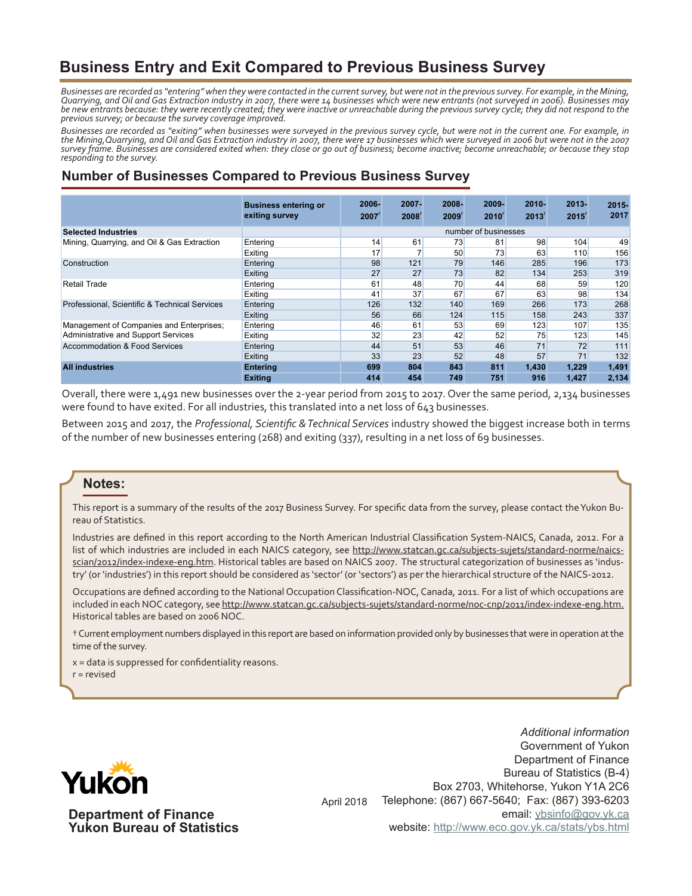# Business Entry and Exit Compared to Previous Business Survey

*Businesses are recorded as "entering" when they were contacted in the current survey, but were not in the previous survey. For example, in the Mining, Quarrying, and Oil and Gas Extraction industry in 2007, there were 14 businesses which were new entrants (not surveyed in 2006). Businesses may be new entrants because: they were recently created; they were inactive or unreachable during the previous survey cycle; they did not respond to the previous survey; or because the survey coverage improved.*

*Businesses are recorded as "exiting" when businesses were surveyed in the previous survey cycle, but were not in the current one. For example, in the Mining,Quarrying, and Oil and Gas Extraction industry in 2007, there were 17 businesses which were surveyed in 2006 but were not in the 2007 survey frame. Businesses are considered exited when: they close or go out of business; become inactive; become unreachable; or because they stop responding to the survey.*

## Number of Businesses Compared to Previous Business Survey

| | Business entering or exiting survey | 2006-2007r | 2007-2008r | 2008-2009r | 2009-2010r | 2010-2013r | 2013-2015r | 2015-2017 |
|---|---|---|---|---|---|---|---|---|
| **Selected Industries** | | number of businesses | | | | | | |
| Mining, Quarrying, and Oil & Gas Extraction | Entering | 14 | 61 | 73 | 81 | 98 | 104 | 49 |
| | Exiting | 17 | 7 | 50 | 73 | 63 | 110 | 156 |
| Construction | Entering | 98 | 121 | 79 | 146 | 285 | 196 | 173 |
| | Exiting | 27 | 27 | 73 | 82 | 134 | 253 | 319 |
| Retail Trade | Entering | 61 | 48 | 70 | 44 | 68 | 59 | 120 |
| | Exiting | 41 | 37 | 67 | 67 | 63 | 98 | 134 |
| Professional, Scientific & Technical Services | Entering | 126 | 132 | 140 | 169 | 266 | 173 | 268 |
| | Exiting | 56 | 66 | 124 | 115 | 158 | 243 | 337 |
| Management of Companies and Enterprises; Administrative and Support Services | Entering | 46 | 61 | 53 | 69 | 123 | 107 | 135 |
| | Exiting | 32 | 23 | 42 | 52 | 75 | 123 | 145 |
| Accommodation & Food Services | Entering | 44 | 51 | 53 | 46 | 71 | 72 | 111 |
| | Exiting | 33 | 23 | 52 | 48 | 57 | 71 | 132 |
| **All industries** | **Entering** | **699** | **804** | **843** | **811** | **1,430** | **1,229** | **1,491** |
| | **Exiting** | **414** | **454** | **749** | **751** | **916** | **1,427** | **2,134** |

Overall, there were 1,491 new businesses over the 2-year period from 2015 to 2017. Over the same period, 2,134 businesses were found to have exited. For all industries, this translated into a net loss of 643 businesses.

Between 2015 and 2017, the *Professional, Scientific & Technical Services* industry showed the biggest increase both in terms of the number of new businesses entering (268) and exiting (337), resulting in a net loss of 69 businesses.

### Notes:

This report is a summary of the results of the 2017 Business Survey. For specific data from the survey, please contact the Yukon Bureau of Statistics.

Industries are defined in this report according to the North American Industrial Classification System-NAICS, Canada, 2012. For a list of which industries are included in each NAICS category, see http://www.statcan.gc.ca/subjects-sujets/standard-norme/naics-scian/2012/index-indexe-eng.htm. Historical tables are based on NAICS 2007. The structural categorization of businesses as 'industry' (or 'industries') in this report should be considered as 'sector' (or 'sectors') as per the hierarchical structure of the NAICS-2012.

Occupations are defined according to the National Occupation Classification-NOC, Canada, 2011. For a list of which occupations are included in each NOC category, see http://www.statcan.gc.ca/subjects-sujets/standard-norme/noc-cnp/2011/index-indexe-eng.htm. Historical tables are based on 2006 NOC.

† Current employment numbers displayed in this report are based on information provided only by businesses that were in operation at the time of the survey.

x = data is suppressed for confidentiality reasons.
r = revised

Yukon
**Department of Finance**
**Yukon Bureau of Statistics**

April 2018

*Additional information*
Government of Yukon
Department of Finance
Bureau of Statistics (B-4)
Box 2703, Whitehorse, Yukon Y1A 2C6
Telephone: (867) 667-5640; Fax: (867) 393-6203
email: ybsinfo@gov.yk.ca
website: http://www.eco.gov.yk.ca/stats/ybs.html